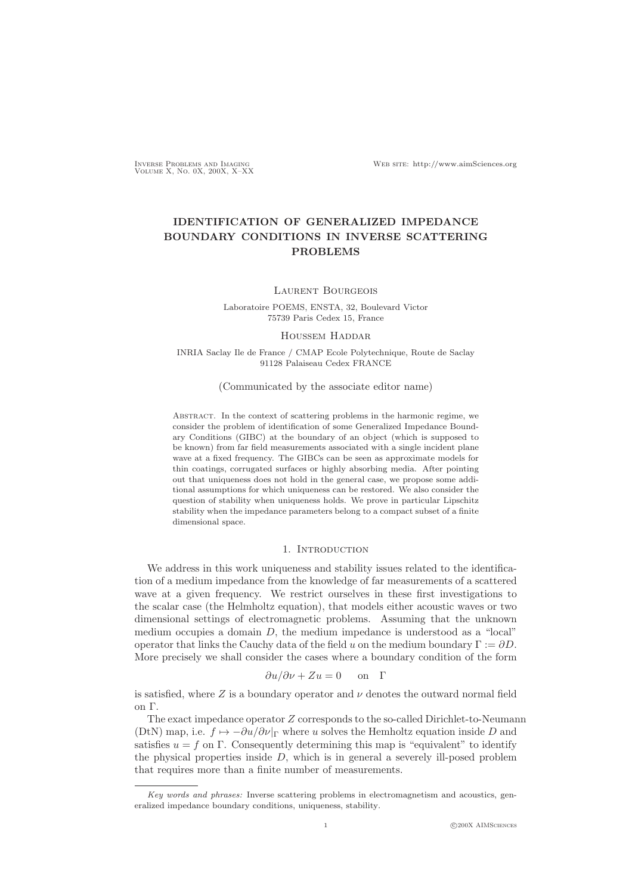# IDENTIFICATION OF GENERALIZED IMPEDANCE BOUNDARY CONDITIONS IN INVERSE SCATTERING PROBLEMS

Laurent Bourgeois

Laboratoire POEMS, ENSTA, 32, Boulevard Victor
75739 Paris Cedex 15, France

Houssem Haddar

INRIA Saclay Ile de France / CMAP Ecole Polytechnique, Route de Saclay
91128 Palaiseau Cedex FRANCE

(Communicated by the associate editor name)

Abstract. In the context of scattering problems in the harmonic regime, we consider the problem of identification of some Generalized Impedance Boundary Conditions (GIBC) at the boundary of an object (which is supposed to be known) from far field measurements associated with a single incident plane wave at a fixed frequency. The GIBCs can be seen as approximate models for thin coatings, corrugated surfaces or highly absorbing media. After pointing out that uniqueness does not hold in the general case, we propose some additional assumptions for which uniqueness can be restored. We also consider the question of stability when uniqueness holds. We prove in particular Lipschitz stability when the impedance parameters belong to a compact subset of a finite dimensional space.

## 1. Introduction

We address in this work uniqueness and stability issues related to the identification of a medium impedance from the knowledge of far measurements of a scattered wave at a given frequency. We restrict ourselves in these first investigations to the scalar case (the Helmholtz equation), that models either acoustic waves or two dimensional settings of electromagnetic problems. Assuming that the unknown medium occupies a domain $D$, the medium impedance is understood as a "local" operator that links the Cauchy data of the field $u$ on the medium boundary $\Gamma := \partial D$. More precisely we shall consider the cases where a boundary condition of the form

$$\partial u/\partial \nu + Zu = 0 \quad \text{on} \quad \Gamma$$

is satisfied, where $Z$ is a boundary operator and $\nu$ denotes the outward normal field on $\Gamma$.

The exact impedance operator $Z$ corresponds to the so-called Dirichlet-to-Neumann (DtN) map, i.e. $f \mapsto -\partial u/\partial \nu|_\Gamma$ where $u$ solves the Hemholtz equation inside $D$ and satisfies $u = f$ on $\Gamma$. Consequently determining this map is "equivalent" to identify the physical properties inside $D$, which is in general a severely ill-posed problem that requires more than a finite number of measurements.

*Key words and phrases:* Inverse scattering problems in electromagnetism and acoustics, generalized impedance boundary conditions, uniqueness, stability.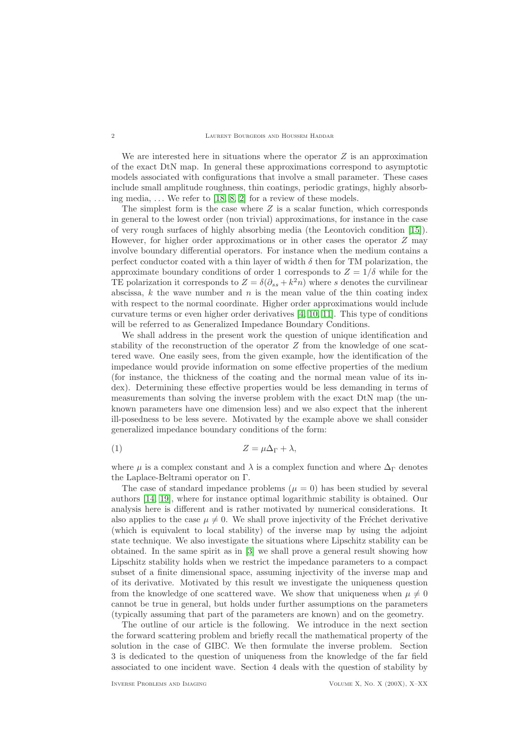We are interested here in situations where the operator $Z$ is an approximation of the exact DtN map. In general these approximations correspond to asymptotic models associated with configurations that involve a small parameter. These cases include small amplitude roughness, thin coatings, periodic gratings, highly absorbing media, ... We refer to [18, 8, 2] for a review of these models.

The simplest form is the case where $Z$ is a scalar function, which corresponds in general to the lowest order (non trivial) approximations, for instance in the case of very rough surfaces of highly absorbing media (the Leontovich condition [15]). However, for higher order approximations or in other cases the operator $Z$ may involve boundary differential operators. For instance when the medium contains a perfect conductor coated with a thin layer of width $\delta$ then for TM polarization, the approximate boundary conditions of order 1 corresponds to $Z = 1/\delta$ while for the TE polarization it corresponds to $Z = \delta(\partial_{ss} + k^2 n)$ where $s$ denotes the curvilinear abscissa, $k$ the wave number and $n$ is the mean value of the thin coating index with respect to the normal coordinate. Higher order approximations would include curvature terms or even higher order derivatives [4, 10, 11]. This type of conditions will be referred to as Generalized Impedance Boundary Conditions.

We shall address in the present work the question of unique identification and stability of the reconstruction of the operator $Z$ from the knowledge of one scattered wave. One easily sees, from the given example, how the identification of the impedance would provide information on some effective properties of the medium (for instance, the thickness of the coating and the normal mean value of its index). Determining these effective properties would be less demanding in terms of measurements than solving the inverse problem with the exact DtN map (the unknown parameters have one dimension less) and we also expect that the inherent ill-posedness to be less severe. Motivated by the example above we shall consider generalized impedance boundary conditions of the form:

$$Z = \mu \Delta_\Gamma + \lambda, \tag{1}$$

where $\mu$ is a complex constant and $\lambda$ is a complex function and where $\Delta_\Gamma$ denotes the Laplace-Beltrami operator on $\Gamma$.

The case of standard impedance problems ($\mu = 0$) has been studied by several authors [14, 19], where for instance optimal logarithmic stability is obtained. Our analysis here is different and is rather motivated by numerical considerations. It also applies to the case $\mu \neq 0$. We shall prove injectivity of the Fréchet derivative (which is equivalent to local stability) of the inverse map by using the adjoint state technique. We also investigate the situations where Lipschitz stability can be obtained. In the same spirit as in [3] we shall prove a general result showing how Lipschitz stability holds when we restrict the impedance parameters to a compact subset of a finite dimensional space, assuming injectivity of the inverse map and of its derivative. Motivated by this result we investigate the uniqueness question from the knowledge of one scattered wave. We show that uniqueness when $\mu \neq 0$ cannot be true in general, but holds under further assumptions on the parameters (typically assuming that part of the parameters are known) and on the geometry.

The outline of our article is the following. We introduce in the next section the forward scattering problem and briefly recall the mathematical property of the solution in the case of GIBC. We then formulate the inverse problem. Section 3 is dedicated to the question of uniqueness from the knowledge of the far field associated to one incident wave. Section 4 deals with the question of stability by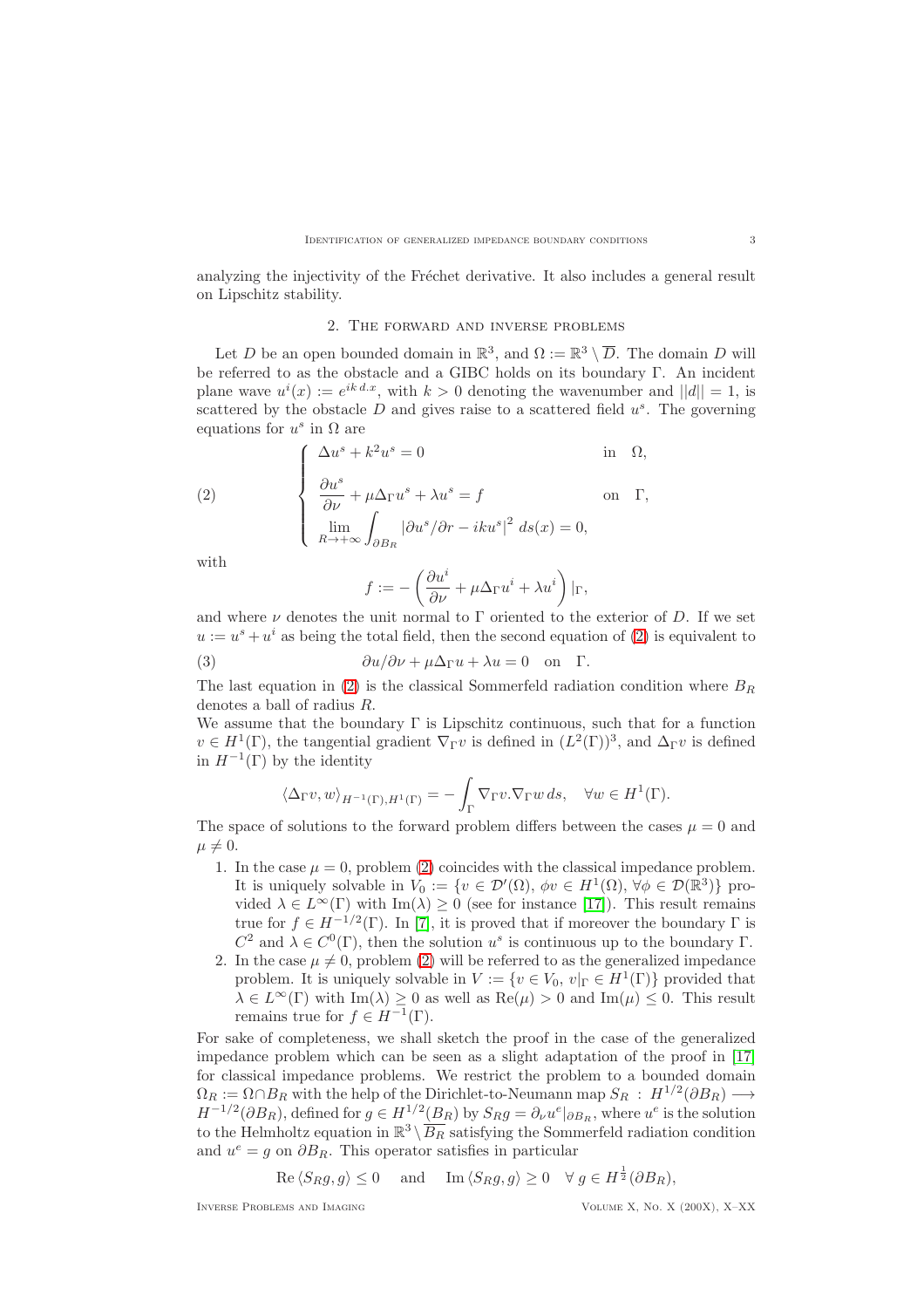analyzing the injectivity of the Fréchet derivative. It also includes a general result on Lipschitz stability.

## 2. The forward and inverse problems

Let $D$ be an open bounded domain in $\mathbb{R}^3$, and $\Omega := \mathbb{R}^3 \setminus \overline{D}$. The domain $D$ will be referred to as the obstacle and a GIBC holds on its boundary $\Gamma$. An incident plane wave $u^i(x) := e^{ik\, d.x}$, with $k > 0$ denoting the wavenumber and $||d|| = 1$, is scattered by the obstacle $D$ and gives raise to a scattered field $u^s$. The governing equations for $u^s$ in $\Omega$ are

$$
\left\{
\begin{array}{ll}
\Delta u^s + k^2 u^s = 0 & \text{in} \quad \Omega, \\[2mm]
\dfrac{\partial u^s}{\partial \nu} + \mu \Delta_\Gamma u^s + \lambda u^s = f & \text{on} \quad \Gamma, \\[2mm]
\displaystyle\lim_{R \to +\infty} \int_{\partial B_R} |\partial u^s / \partial r - iku^s|^2 \, ds(x) = 0, &
\end{array}
\right. \tag{2}
$$

with

$$
f := -\left( \frac{\partial u^i}{\partial \nu} + \mu \Delta_\Gamma u^i + \lambda u^i \right)|_\Gamma,
$$

and where $\nu$ denotes the unit normal to $\Gamma$ oriented to the exterior of $D$. If we set $u := u^s + u^i$ as being the total field, then the second equation of (2) is equivalent to

$$
\partial u / \partial \nu + \mu \Delta_\Gamma u + \lambda u = 0 \quad \text{on} \quad \Gamma. \tag{3}
$$

The last equation in (2) is the classical Sommerfeld radiation condition where $B_R$ denotes a ball of radius $R$.

We assume that the boundary $\Gamma$ is Lipschitz continuous, such that for a function $v \in H^1(\Gamma)$, the tangential gradient $\nabla_\Gamma v$ is defined in $(L^2(\Gamma))^3$, and $\Delta_\Gamma v$ is defined in $H^{-1}(\Gamma)$ by the identity

$$
\langle \Delta_\Gamma v, w \rangle_{H^{-1}(\Gamma), H^1(\Gamma)} = -\int_\Gamma \nabla_\Gamma v . \nabla_\Gamma w \, ds, \quad \forall w \in H^1(\Gamma).
$$

The space of solutions to the forward problem differs between the cases $\mu = 0$ and $\mu \neq 0$.

1. In the case $\mu = 0$, problem (2) coincides with the classical impedance problem. It is uniquely solvable in $V_0 := \{v \in \mathcal{D}'(\Omega),\ \phi v \in H^1(\Omega),\ \forall \phi \in \mathcal{D}(\mathbb{R}^3)\}$ provided $\lambda \in L^\infty(\Gamma)$ with $\mathrm{Im}(\lambda) \geq 0$ (see for instance [17]). This result remains true for $f \in H^{-1/2}(\Gamma)$. In [7], it is proved that if moreover the boundary $\Gamma$ is $C^2$ and $\lambda \in C^0(\Gamma)$, then the solution $u^s$ is continuous up to the boundary $\Gamma$.
2. In the case $\mu \neq 0$, problem (2) will be referred to as the generalized impedance problem. It is uniquely solvable in $V := \{v \in V_0,\ v|_\Gamma \in H^1(\Gamma)\}$ provided that $\lambda \in L^\infty(\Gamma)$ with $\mathrm{Im}(\lambda) \geq 0$ as well as $\mathrm{Re}(\mu) > 0$ and $\mathrm{Im}(\mu) \leq 0$. This result remains true for $f \in H^{-1}(\Gamma)$.

For sake of completeness, we shall sketch the proof in the case of the generalized impedance problem which can be seen as a slight adaptation of the proof in [17] for classical impedance problems. We restrict the problem to a bounded domain $\Omega_R := \Omega \cap B_R$ with the help of the Dirichlet-to-Neumann map $S_R\ :\ H^{1/2}(\partial B_R) \longrightarrow H^{-1/2}(\partial B_R)$, defined for $g \in H^{1/2}(B_R)$ by $S_R g = \partial_\nu u^e|_{\partial B_R}$, where $u^e$ is the solution to the Helmholtz equation in $\mathbb{R}^3 \setminus \overline{B_R}$ satisfying the Sommerfeld radiation condition and $u^e = g$ on $\partial B_R$. This operator satisfies in particular

$$
\mathrm{Re}\, \langle S_R g, g \rangle \leq 0 \quad \text{and} \quad \mathrm{Im}\, \langle S_R g, g \rangle \geq 0 \quad \forall\, g \in H^{\frac{1}{2}}(\partial B_R),
$$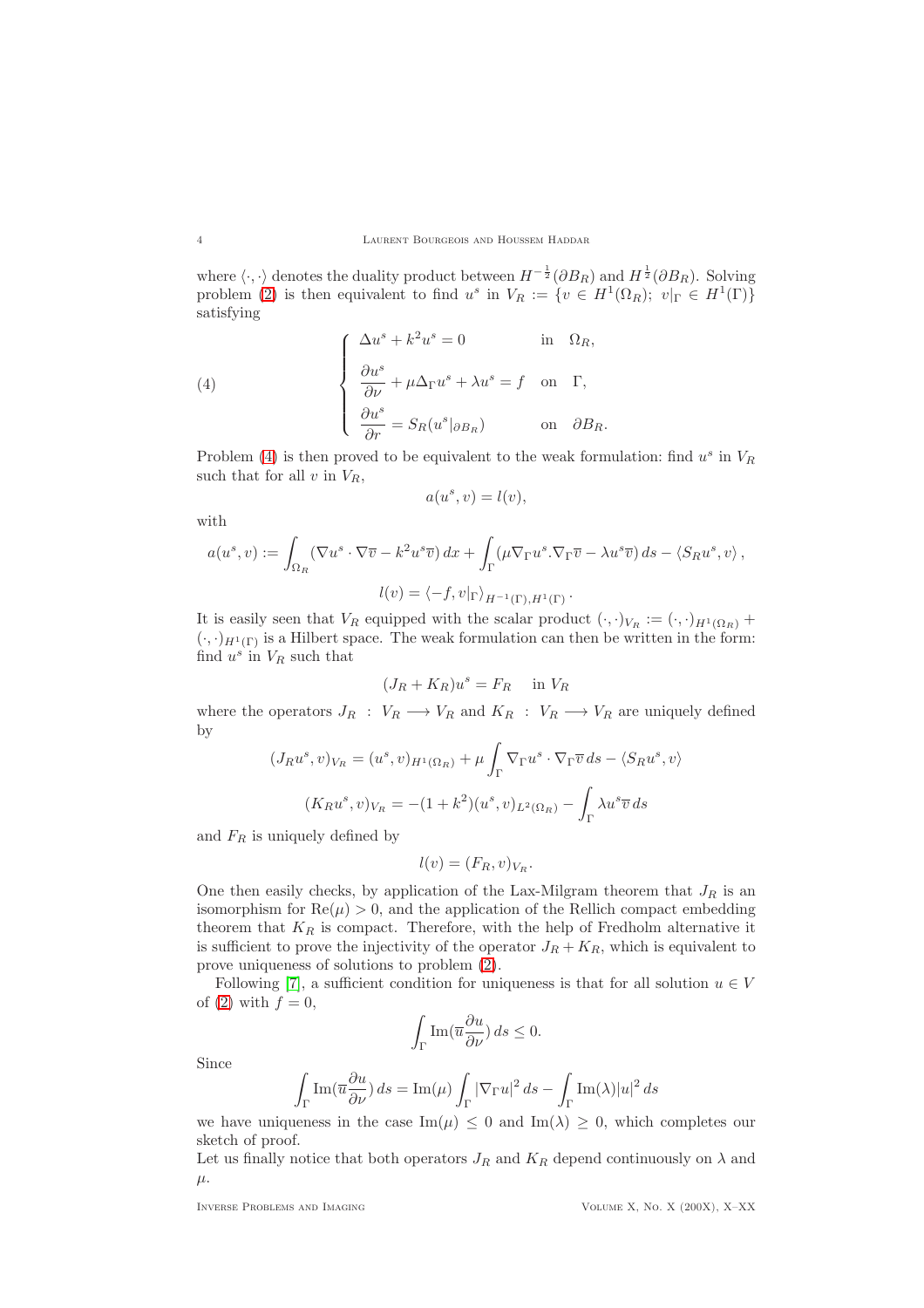where $\langle \cdot, \cdot \rangle$ denotes the duality product between $H^{-\frac{1}{2}}(\partial B_R)$ and $H^{\frac{1}{2}}(\partial B_R)$. Solving problem (2) is then equivalent to find $u^s$ in $V_R := \{v \in H^1(\Omega_R);\ v|_\Gamma \in H^1(\Gamma)\}$ satisfying

$$
\left\{
\begin{array}{ll}
\Delta u^s + k^2 u^s = 0 & \text{in} \quad \Omega_R, \\[2mm]
\dfrac{\partial u^s}{\partial \nu} + \mu \Delta_\Gamma u^s + \lambda u^s = f & \text{on} \quad \Gamma, \\[2mm]
\dfrac{\partial u^s}{\partial r} = S_R(u^s|_{\partial B_R}) & \text{on} \quad \partial B_R.
\end{array}
\right.
\tag{4}
$$

Problem (4) is then proved to be equivalent to the weak formulation: find $u^s$ in $V_R$ such that for all $v$ in $V_R$,

$$a(u^s, v) = l(v),$$

with

$$a(u^s, v) := \int_{\Omega_R} (\nabla u^s \cdot \nabla \overline{v} - k^2 u^s \overline{v})\, dx + \int_\Gamma (\mu \nabla_\Gamma u^s . \nabla_\Gamma \overline{v} - \lambda u^s \overline{v})\, ds - \langle S_R u^s, v \rangle ,$$

$$l(v) = \langle -f, v|_\Gamma \rangle_{H^{-1}(\Gamma), H^1(\Gamma)} .$$

It is easily seen that $V_R$ equipped with the scalar product $(\cdot,\cdot)_{V_R} := (\cdot,\cdot)_{H^1(\Omega_R)} + (\cdot,\cdot)_{H^1(\Gamma)}$ is a Hilbert space. The weak formulation can then be written in the form: find $u^s$ in $V_R$ such that

$$(J_R + K_R) u^s = F_R \quad \text{in } V_R$$

where the operators $J_R \,:\, V_R \longrightarrow V_R$ and $K_R \,:\, V_R \longrightarrow V_R$ are uniquely defined by

$$(J_R u^s, v)_{V_R} = (u^s, v)_{H^1(\Omega_R)} + \mu \int_\Gamma \nabla_\Gamma u^s \cdot \nabla_\Gamma \overline{v}\, ds - \langle S_R u^s, v \rangle$$

$$(K_R u^s, v)_{V_R} = -(1 + k^2)(u^s, v)_{L^2(\Omega_R)} - \int_\Gamma \lambda u^s \overline{v}\, ds$$

and $F_R$ is uniquely defined by

$$l(v) = (F_R, v)_{V_R}.$$

One then easily checks, by application of the Lax-Milgram theorem that $J_R$ is an isomorphism for $\mathrm{Re}(\mu) > 0$, and the application of the Rellich compact embedding theorem that $K_R$ is compact. Therefore, with the help of Fredholm alternative it is sufficient to prove the injectivity of the operator $J_R + K_R$, which is equivalent to prove uniqueness of solutions to problem (2).

Following [7], a sufficient condition for uniqueness is that for all solution $u \in V$ of (2) with $f = 0$,

$$\int_\Gamma \mathrm{Im}(\overline{u} \frac{\partial u}{\partial \nu})\, ds \leq 0.$$

Since

$$\int_\Gamma \mathrm{Im}(\overline{u} \frac{\partial u}{\partial \nu})\, ds = \mathrm{Im}(\mu) \int_\Gamma |\nabla_\Gamma u|^2\, ds - \int_\Gamma \mathrm{Im}(\lambda) |u|^2\, ds$$

we have uniqueness in the case $\mathrm{Im}(\mu) \leq 0$ and $\mathrm{Im}(\lambda) \geq 0$, which completes our sketch of proof.

Let us finally notice that both operators $J_R$ and $K_R$ depend continuously on $\lambda$ and $\mu$.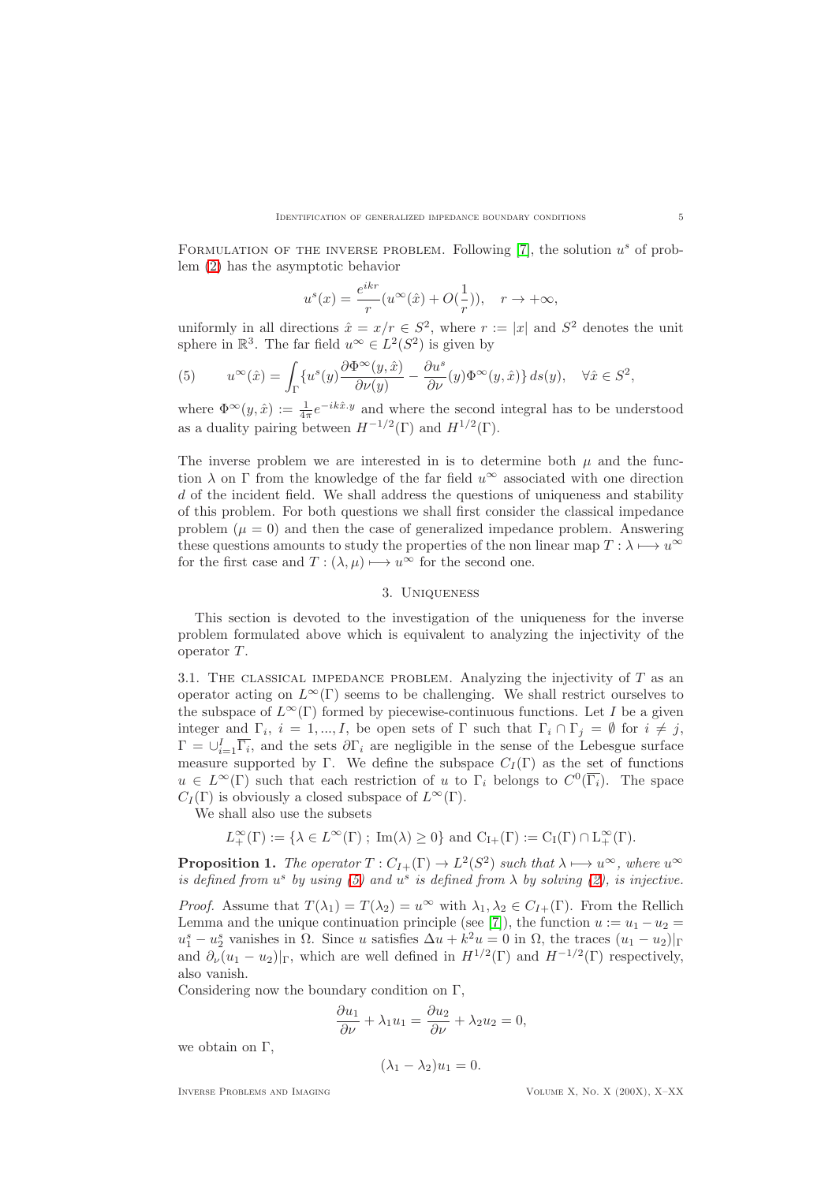Formulation of the inverse problem. Following [7], the solution $u^s$ of problem (2) has the asymptotic behavior

$$u^s(x) = \frac{e^{ikr}}{r}(u^\infty(\hat{x}) + O(\frac{1}{r})), \quad r \to +\infty,$$

uniformly in all directions $\hat{x} = x/r \in S^2$, where $r := |x|$ and $S^2$ denotes the unit sphere in $\mathbb{R}^3$. The far field $u^\infty \in L^2(S^2)$ is given by

$$u^\infty(\hat{x}) = \int_\Gamma \{u^s(y)\frac{\partial \Phi^\infty(y,\hat{x})}{\partial \nu(y)} - \frac{\partial u^s}{\partial \nu}(y)\Phi^\infty(y,\hat{x})\}\, ds(y), \quad \forall \hat{x} \in S^2, \tag{5}$$

where $\Phi^\infty(y,\hat{x}) := \frac{1}{4\pi}e^{-ik\hat{x}.y}$ and where the second integral has to be understood as a duality pairing between $H^{-1/2}(\Gamma)$ and $H^{1/2}(\Gamma)$.

The inverse problem we are interested in is to determine both $\mu$ and the function $\lambda$ on $\Gamma$ from the knowledge of the far field $u^\infty$ associated with one direction $d$ of the incident field. We shall address the questions of uniqueness and stability of this problem. For both questions we shall first consider the classical impedance problem ($\mu = 0$) and then the case of generalized impedance problem. Answering these questions amounts to study the properties of the non linear map $T : \lambda \longmapsto u^\infty$ for the first case and $T : (\lambda, \mu) \longmapsto u^\infty$ for the second one.

## 3. Uniqueness

This section is devoted to the investigation of the uniqueness for the inverse problem formulated above which is equivalent to analyzing the injectivity of the operator $T$.

### 3.1. The classical impedance problem.

Analyzing the injectivity of $T$ as an operator acting on $L^\infty(\Gamma)$ seems to be challenging. We shall restrict ourselves to the subspace of $L^\infty(\Gamma)$ formed by piecewise-continuous functions. Let $I$ be a given integer and $\Gamma_i$, $i = 1, ..., I$, be open sets of $\Gamma$ such that $\Gamma_i \cap \Gamma_j = \emptyset$ for $i \neq j$, $\Gamma = \cup_{i=1}^I \overline{\Gamma_i}$, and the sets $\partial\Gamma_i$ are negligible in the sense of the Lebesgue surface measure supported by $\Gamma$. We define the subspace $C_I(\Gamma)$ as the set of functions $u \in L^\infty(\Gamma)$ such that each restriction of $u$ to $\Gamma_i$ belongs to $C^0(\overline{\Gamma_i})$. The space $C_I(\Gamma)$ is obviously a closed subspace of $L^\infty(\Gamma)$.

We shall also use the subsets

$$L_+^\infty(\Gamma) := \{\lambda \in L^\infty(\Gamma)\,;\, \mathrm{Im}(\lambda) \geq 0\} \text{ and } \mathrm{C}_{\mathrm{I}+}(\Gamma) := \mathrm{C}_\mathrm{I}(\Gamma) \cap \mathrm{L}_+^\infty(\Gamma).$$

**Proposition 1.** *The operator $T : C_{I+}(\Gamma) \to L^2(S^2)$ such that $\lambda \longmapsto u^\infty$, where $u^\infty$ is defined from $u^s$ by using (5) and $u^s$ is defined from $\lambda$ by solving (2), is injective.*

*Proof.* Assume that $T(\lambda_1) = T(\lambda_2) = u^\infty$ with $\lambda_1, \lambda_2 \in C_{I+}(\Gamma)$. From the Rellich Lemma and the unique continuation principle (see [7]), the function $u := u_1 - u_2 = u_1^s - u_2^s$ vanishes in $\Omega$. Since $u$ satisfies $\Delta u + k^2 u = 0$ in $\Omega$, the traces $(u_1 - u_2)|_\Gamma$ and $\partial_\nu(u_1 - u_2)|_\Gamma$, which are well defined in $H^{1/2}(\Gamma)$ and $H^{-1/2}(\Gamma)$ respectively, also vanish.

Considering now the boundary condition on $\Gamma$,

$$\frac{\partial u_1}{\partial \nu} + \lambda_1 u_1 = \frac{\partial u_2}{\partial \nu} + \lambda_2 u_2 = 0,$$

we obtain on $\Gamma$,

$$(\lambda_1 - \lambda_2)u_1 = 0.$$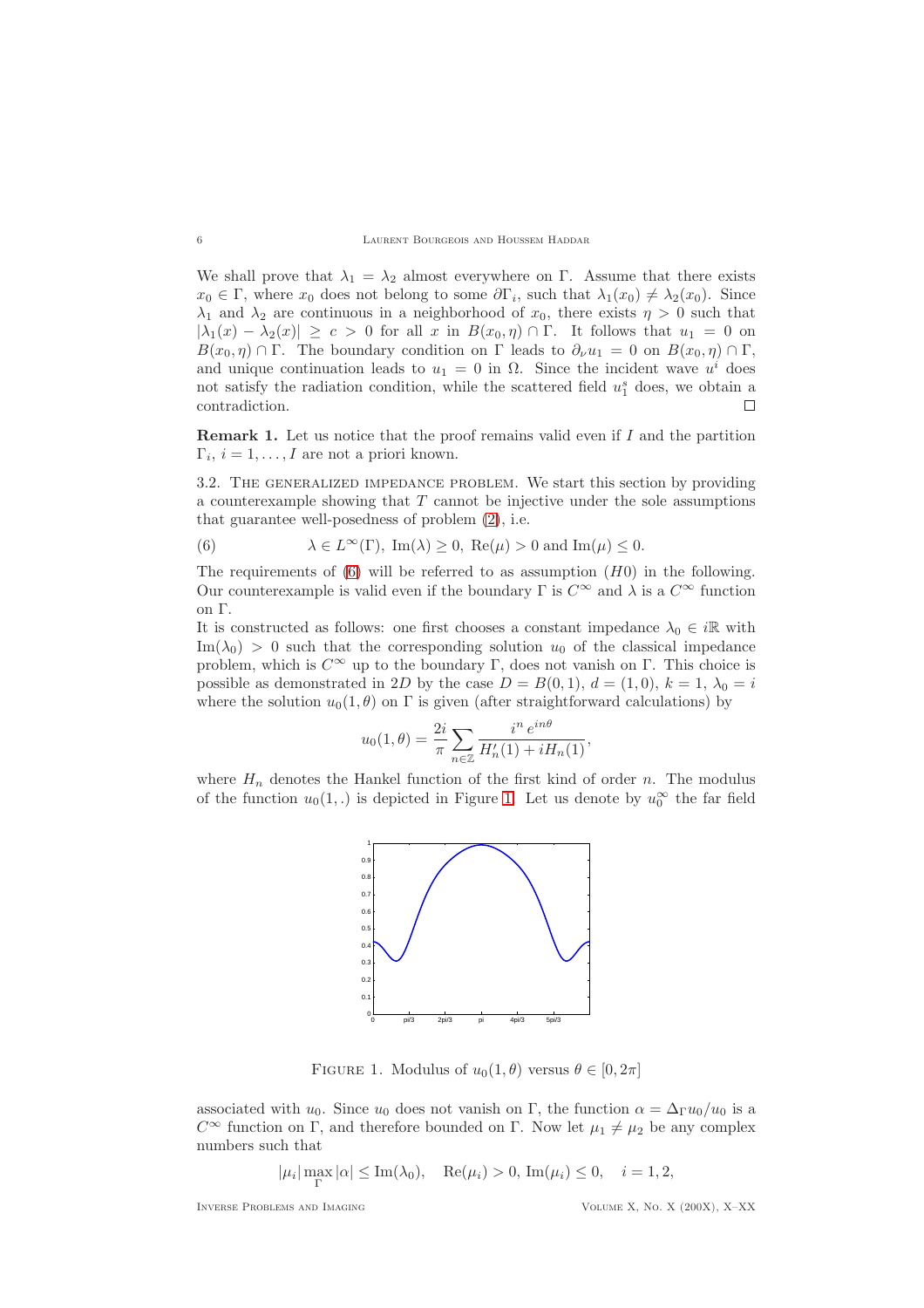We shall prove that $\lambda_1 = \lambda_2$ almost everywhere on $\Gamma$. Assume that there exists $x_0 \in \Gamma$, where $x_0$ does not belong to some $\partial\Gamma_i$, such that $\lambda_1(x_0) \neq \lambda_2(x_0)$. Since $\lambda_1$ and $\lambda_2$ are continuous in a neighborhood of $x_0$, there exists $\eta > 0$ such that $|\lambda_1(x) - \lambda_2(x)| \geq c > 0$ for all $x$ in $B(x_0, \eta) \cap \Gamma$. It follows that $u_1 = 0$ on $B(x_0, \eta) \cap \Gamma$. The boundary condition on $\Gamma$ leads to $\partial_\nu u_1 = 0$ on $B(x_0, \eta) \cap \Gamma$, and unique continuation leads to $u_1 = 0$ in $\Omega$. Since the incident wave $u^i$ does not satisfy the radiation condition, while the scattered field $u_1^s$ does, we obtain a contradiction. □

**Remark 1.** Let us notice that the proof remains valid even if $I$ and the partition $\Gamma_i$, $i = 1, \ldots, I$ are not a priori known.

3.2. The generalized impedance problem. We start this section by providing a counterexample showing that $T$ cannot be injective under the sole assumptions that guarantee well-posedness of problem (2), i.e.

$$\lambda \in L^\infty(\Gamma),\ \mathrm{Im}(\lambda) \geq 0,\ \mathrm{Re}(\mu) > 0 \text{ and } \mathrm{Im}(\mu) \leq 0. \tag{6}$$

The requirements of (6) will be referred to as assumption $(H0)$ in the following. Our counterexample is valid even if the boundary $\Gamma$ is $C^\infty$ and $\lambda$ is a $C^\infty$ function on $\Gamma$.

It is constructed as follows: one first chooses a constant impedance $\lambda_0 \in i\mathbb{R}$ with $\mathrm{Im}(\lambda_0) > 0$ such that the corresponding solution $u_0$ of the classical impedance problem, which is $C^\infty$ up to the boundary $\Gamma$, does not vanish on $\Gamma$. This choice is possible as demonstrated in $2D$ by the case $D = B(0,1)$, $d = (1,0)$, $k = 1$, $\lambda_0 = i$ where the solution $u_0(1,\theta)$ on $\Gamma$ is given (after straightforward calculations) by

$$u_0(1,\theta) = \frac{2i}{\pi} \sum_{n \in \mathbb{Z}} \frac{i^n\, e^{in\theta}}{H_n'(1) + iH_n(1)},$$

where $H_n$ denotes the Hankel function of the first kind of order $n$. The modulus of the function $u_0(1,.)$ is depicted in Figure 1. Let us denote by $u_0^\infty$ the far field associated with $u_0$. Since $u_0$ does not vanish on $\Gamma$, the function $\alpha = \Delta_\Gamma u_0 / u_0$ is a $C^\infty$ function on $\Gamma$, and therefore bounded on $\Gamma$. Now let $\mu_1 \neq \mu_2$ be any complex numbers such that

Figure 1. Modulus of $u_0(1,\theta)$ versus $\theta \in [0, 2\pi]$

$$|\mu_i| \max_\Gamma |\alpha| \leq \mathrm{Im}(\lambda_0), \quad \mathrm{Re}(\mu_i) > 0,\ \mathrm{Im}(\mu_i) \leq 0, \quad i = 1, 2,$$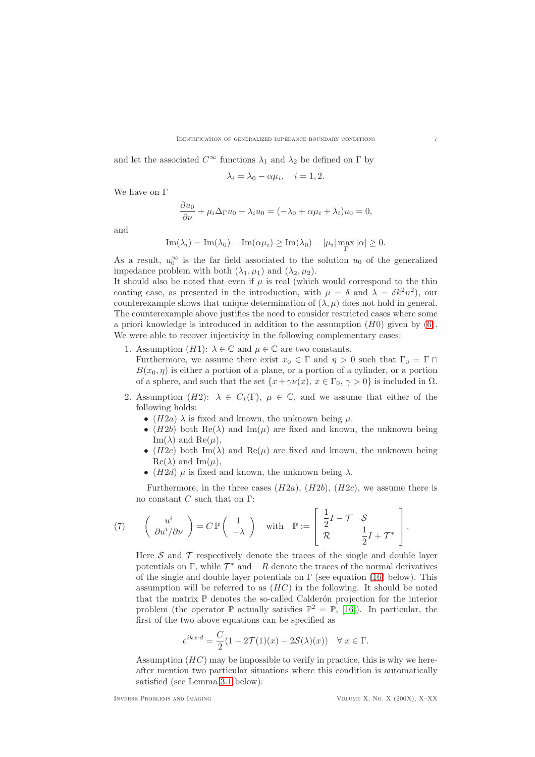and let the associated $C^\infty$ functions $\lambda_1$ and $\lambda_2$ be defined on $\Gamma$ by

$$\lambda_i = \lambda_0 - \alpha\mu_i, \quad i = 1, 2.$$

We have on $\Gamma$

$$\frac{\partial u_0}{\partial \nu} + \mu_i \Delta_\Gamma u_0 + \lambda_i u_0 = (-\lambda_0 + \alpha\mu_i + \lambda_i)u_0 = 0,$$

and

$$\mathrm{Im}(\lambda_i) = \mathrm{Im}(\lambda_0) - \mathrm{Im}(\alpha\mu_i) \geq \mathrm{Im}(\lambda_0) - |\mu_i| \max_\Gamma |\alpha| \geq 0.$$

As a result, $u_0^\infty$ is the far field associated to the solution $u_0$ of the generalized impedance problem with both $(\lambda_1, \mu_1)$ and $(\lambda_2, \mu_2)$.

It should also be noted that even if $\mu$ is real (which would correspond to the thin coating case, as presented in the introduction, with $\mu = \delta$ and $\lambda = \delta k^2 n^2$), our counterexample shows that unique determination of $(\lambda, \mu)$ does not hold in general. The counterexample above justifies the need to consider restricted cases where some a priori knowledge is introduced in addition to the assumption $(H0)$ given by (6). We were able to recover injectivity in the following complementary cases:

1. Assumption $(H1)$: $\lambda \in \mathbb{C}$ and $\mu \in \mathbb{C}$ are two constants.
   Furthermore, we assume there exist $x_0 \in \Gamma$ and $\eta > 0$ such that $\Gamma_0 = \Gamma \cap B(x_0, \eta)$ is either a portion of a plane, or a portion of a cylinder, or a portion of a sphere, and such that the set $\{x + \gamma\nu(x),\ x \in \Gamma_0,\ \gamma > 0\}$ is included in $\Omega$.
2. Assumption $(H2)$: $\lambda \in C_I(\Gamma)$, $\mu \in \mathbb{C}$, and we assume that either of the following holds:
   - $(H2a)$ $\lambda$ is fixed and known, the unknown being $\mu$.
   - $(H2b)$ both $\mathrm{Re}(\lambda)$ and $\mathrm{Im}(\mu)$ are fixed and known, the unknown being $\mathrm{Im}(\lambda)$ and $\mathrm{Re}(\mu)$,
   - $(H2c)$ both $\mathrm{Im}(\lambda)$ and $\mathrm{Re}(\mu)$ are fixed and known, the unknown being $\mathrm{Re}(\lambda)$ and $\mathrm{Im}(\mu)$,
   - $(H2d)$ $\mu$ is fixed and known, the unknown being $\lambda$.

   Furthermore, in the three cases $(H2a)$, $(H2b)$, $(H2c)$, we assume there is no constant $C$ such that on $\Gamma$:

$$\left(\begin{array}{c} u^i \\ \partial u^i/\partial\nu \end{array}\right) = C\,\mathbb{P}\left(\begin{array}{c} 1 \\ -\lambda \end{array}\right) \quad \text{with} \quad \mathbb{P} := \left[\begin{array}{cc} \dfrac{1}{2}I - \mathcal{T} & \mathcal{S} \\ \mathcal{R} & \dfrac{1}{2}I + \mathcal{T}^* \end{array}\right]. \tag{7}$$

   Here $\mathcal{S}$ and $\mathcal{T}$ respectively denote the traces of the single and double layer potentials on $\Gamma$, while $\mathcal{T}^*$ and $-R$ denote the traces of the normal derivatives of the single and double layer potentials on $\Gamma$ (see equation (16) below). This assumption will be referred to as $(HC)$ in the following. It should be noted that the matrix $\mathbb{P}$ denotes the so-called Calderón projection for the interior problem (the operator $\mathbb{P}$ actually satisfies $\mathbb{P}^2 = \mathbb{P}$, [16]). In particular, the first of the two above equations can be specified as

$$e^{ikx\cdot d} = \frac{C}{2}(1 - 2\mathcal{T}(1)(x) - 2\mathcal{S}(\lambda)(x)) \quad \forall\, x \in \Gamma.$$

   Assumption $(HC)$ may be impossible to verify in practice, this is why we hereafter mention two particular situations where this condition is automatically satisfied (see Lemma 3.1 below):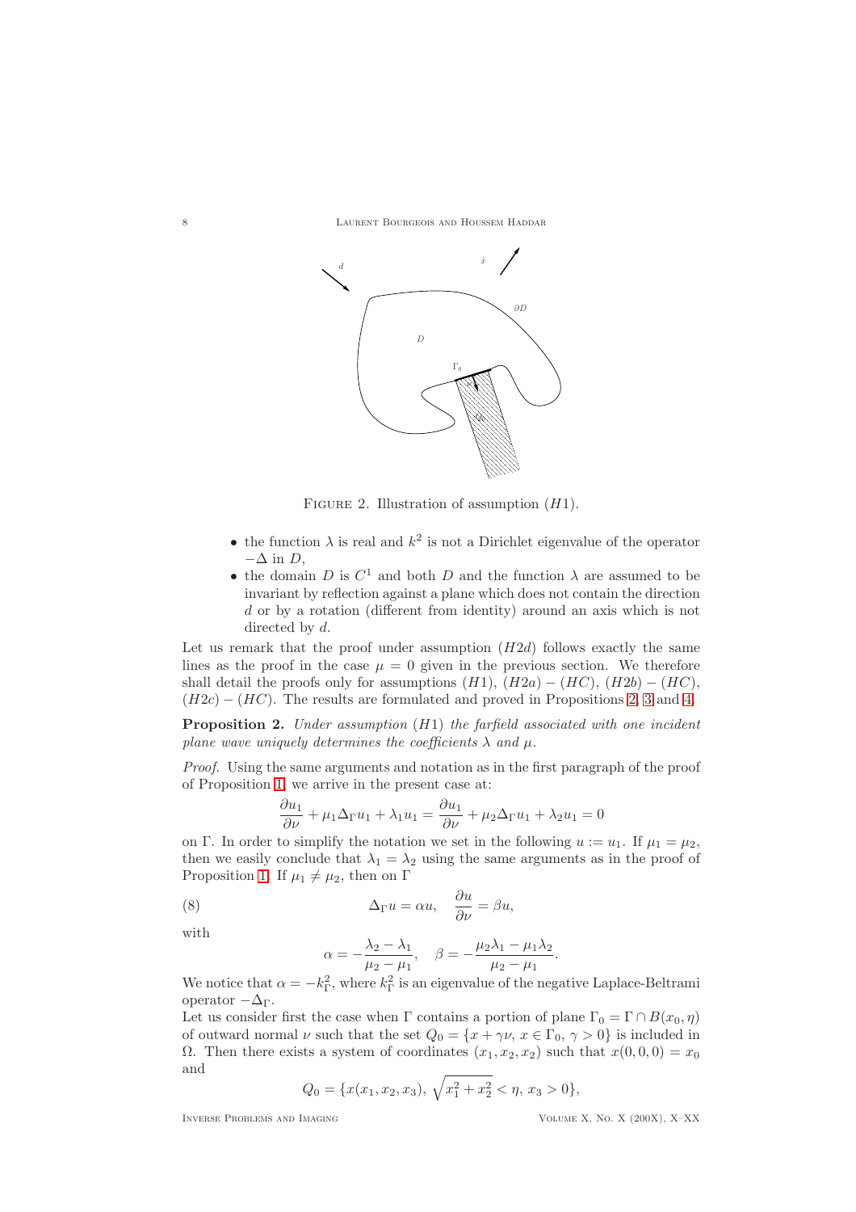FIGURE 2. Illustration of assumption $(H1)$.

- the function $\lambda$ is real and $k^2$ is not a Dirichlet eigenvalue of the operator $-\Delta$ in $D$,
- the domain $D$ is $C^1$ and both $D$ and the function $\lambda$ are assumed to be invariant by reflection against a plane which does not contain the direction $d$ or by a rotation (different from identity) around an axis which is not directed by $d$.

Let us remark that the proof under assumption $(H2d)$ follows exactly the same lines as the proof in the case $\mu = 0$ given in the previous section. We therefore shall detail the proofs only for assumptions $(H1)$, $(H2a) - (HC)$, $(H2b) - (HC)$, $(H2c) - (HC)$. The results are formulated and proved in Propositions 2, 3 and 4.

**Proposition 2.** *Under assumption $(H1)$ the farfield associated with one incident plane wave uniquely determines the coefficients $\lambda$ and $\mu$.*

*Proof.* Using the same arguments and notation as in the first paragraph of the proof of Proposition 1, we arrive in the present case at:

$$\frac{\partial u_1}{\partial \nu} + \mu_1 \Delta_\Gamma u_1 + \lambda_1 u_1 = \frac{\partial u_1}{\partial \nu} + \mu_2 \Delta_\Gamma u_1 + \lambda_2 u_1 = 0$$

on $\Gamma$. In order to simplify the notation we set in the following $u := u_1$. If $\mu_1 = \mu_2$, then we easily conclude that $\lambda_1 = \lambda_2$ using the same arguments as in the proof of Proposition 1. If $\mu_1 \neq \mu_2$, then on $\Gamma$

$$\Delta_\Gamma u = \alpha u, \quad \frac{\partial u}{\partial \nu} = \beta u, \tag{8}$$

with

$$\alpha = -\frac{\lambda_2 - \lambda_1}{\mu_2 - \mu_1}, \quad \beta = -\frac{\mu_2 \lambda_1 - \mu_1 \lambda_2}{\mu_2 - \mu_1}.$$

We notice that $\alpha = -k_\Gamma^2$, where $k_\Gamma^2$ is an eigenvalue of the negative Laplace-Beltrami operator $-\Delta_\Gamma$.

Let us consider first the case when $\Gamma$ contains a portion of plane $\Gamma_0 = \Gamma \cap B(x_0, \eta)$ of outward normal $\nu$ such that the set $Q_0 = \{x + \gamma \nu,\, x \in \Gamma_0,\, \gamma > 0\}$ is included in $\Omega$. Then there exists a system of coordinates $(x_1, x_2, x_2)$ such that $x(0,0,0) = x_0$ and

$$Q_0 = \{x(x_1, x_2, x_3),\, \sqrt{x_1^2 + x_2^2} < \eta,\, x_3 > 0\},$$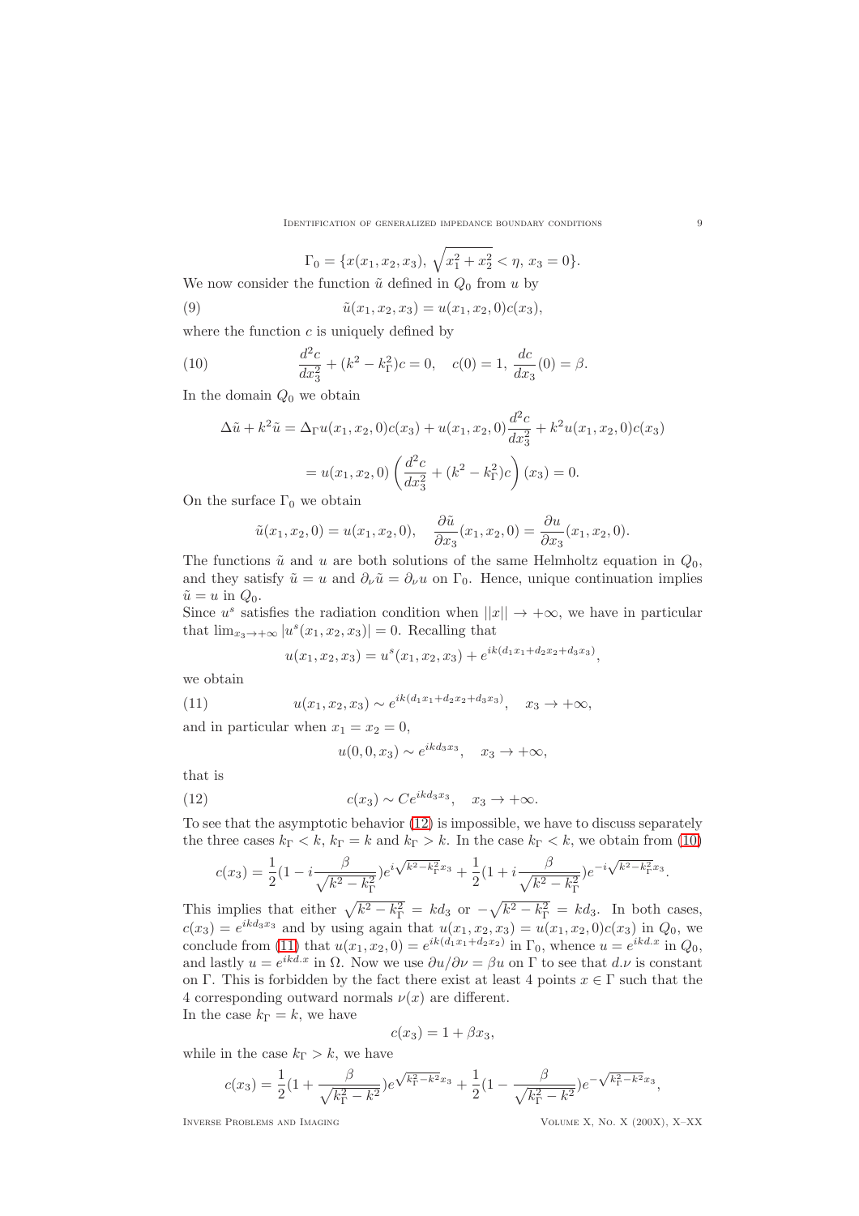$$\Gamma_0 = \{x(x_1, x_2, x_3),\ \sqrt{x_1^2 + x_2^2} < \eta,\ x_3 = 0\}.$$

We now consider the function $\tilde{u}$ defined in $Q_0$ from $u$ by

$$\tilde{u}(x_1, x_2, x_3) = u(x_1, x_2, 0)c(x_3), \tag{9}$$

where the function $c$ is uniquely defined by

$$\frac{d^2c}{dx_3^2} + (k^2 - k_\Gamma^2)c = 0, \quad c(0) = 1,\ \frac{dc}{dx_3}(0) = \beta. \tag{10}$$

In the domain $Q_0$ we obtain

$$\begin{aligned}\Delta\tilde{u} + k^2\tilde{u} &= \Delta_\Gamma u(x_1, x_2, 0)c(x_3) + u(x_1, x_2, 0)\frac{d^2c}{dx_3^2} + k^2 u(x_1, x_2, 0)c(x_3) \\ &= u(x_1, x_2, 0)\left(\frac{d^2c}{dx_3^2} + (k^2 - k_\Gamma^2)c\right)(x_3) = 0.\end{aligned}$$

On the surface $\Gamma_0$ we obtain

$$\tilde{u}(x_1, x_2, 0) = u(x_1, x_2, 0), \quad \frac{\partial\tilde{u}}{\partial x_3}(x_1, x_2, 0) = \frac{\partial u}{\partial x_3}(x_1, x_2, 0).$$

The functions $\tilde{u}$ and $u$ are both solutions of the same Helmholtz equation in $Q_0$, and they satisfy $\tilde{u} = u$ and $\partial_\nu\tilde{u} = \partial_\nu u$ on $\Gamma_0$. Hence, unique continuation implies $\tilde{u} = u$ in $Q_0$.

Since $u^s$ satisfies the radiation condition when $||x|| \to +\infty$, we have in particular that $\lim_{x_3\to+\infty}|u^s(x_1, x_2, x_3)| = 0$. Recalling that

$$u(x_1, x_2, x_3) = u^s(x_1, x_2, x_3) + e^{ik(d_1x_1 + d_2x_2 + d_3x_3)},$$

we obtain

$$u(x_1, x_2, x_3) \sim e^{ik(d_1x_1 + d_2x_2 + d_3x_3)}, \quad x_3 \to +\infty, \tag{11}$$

and in particular when $x_1 = x_2 = 0$,

$$u(0, 0, x_3) \sim e^{ikd_3x_3}, \quad x_3 \to +\infty,$$

that is

$$c(x_3) \sim Ce^{ikd_3x_3}, \quad x_3 \to +\infty. \tag{12}$$

To see that the asymptotic behavior (12) is impossible, we have to discuss separately the three cases $k_\Gamma < k$, $k_\Gamma = k$ and $k_\Gamma > k$. In the case $k_\Gamma < k$, we obtain from (10)

$$c(x_3) = \frac{1}{2}(1 - i\frac{\beta}{\sqrt{k^2 - k_\Gamma^2}})e^{i\sqrt{k^2 - k_\Gamma^2}x_3} + \frac{1}{2}(1 + i\frac{\beta}{\sqrt{k^2 - k_\Gamma^2}})e^{-i\sqrt{k^2 - k_\Gamma^2}x_3}.$$

This implies that either $\sqrt{k^2 - k_\Gamma^2} = kd_3$ or $-\sqrt{k^2 - k_\Gamma^2} = kd_3$. In both cases, $c(x_3) = e^{ikd_3x_3}$ and by using again that $u(x_1, x_2, x_3) = u(x_1, x_2, 0)c(x_3)$ in $Q_0$, we conclude from (11) that $u(x_1, x_2, 0) = e^{ik(d_1x_1 + d_2x_2)}$ in $\Gamma_0$, whence $u = e^{ikd.x}$ in $Q_0$, and lastly $u = e^{ikd.x}$ in $\Omega$. Now we use $\partial u/\partial\nu = \beta u$ on $\Gamma$ to see that $d.\nu$ is constant on $\Gamma$. This is forbidden by the fact there exist at least 4 points $x \in \Gamma$ such that the 4 corresponding outward normals $\nu(x)$ are different.

In the case $k_\Gamma = k$, we have

$$c(x_3) = 1 + \beta x_3,$$

while in the case $k_\Gamma > k$, we have

$$c(x_3) = \frac{1}{2}(1 + \frac{\beta}{\sqrt{k_\Gamma^2 - k^2}})e^{\sqrt{k_\Gamma^2 - k^2}x_3} + \frac{1}{2}(1 - \frac{\beta}{\sqrt{k_\Gamma^2 - k^2}})e^{-\sqrt{k_\Gamma^2 - k^2}x_3},$$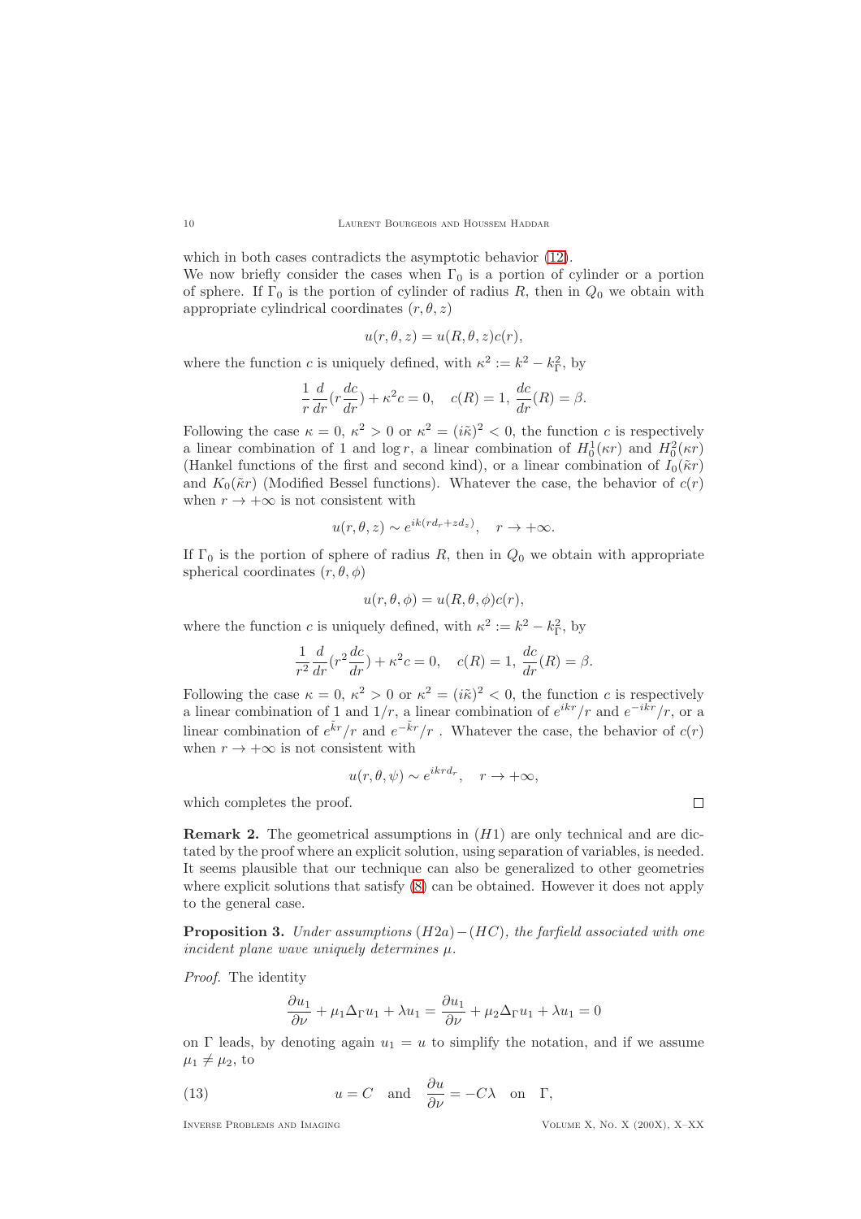which in both cases contradicts the asymptotic behavior (12).

We now briefly consider the cases when $\Gamma_0$ is a portion of cylinder or a portion of sphere. If $\Gamma_0$ is the portion of cylinder of radius $R$, then in $Q_0$ we obtain with appropriate cylindrical coordinates $(r, \theta, z)$

$$u(r, \theta, z) = u(R, \theta, z) c(r),$$

where the function $c$ is uniquely defined, with $\kappa^2 := k^2 - k_\Gamma^2$, by

$$\frac{1}{r}\frac{d}{dr}\left(r\frac{dc}{dr}\right) + \kappa^2 c = 0, \quad c(R) = 1, \; \frac{dc}{dr}(R) = \beta.$$

Following the case $\kappa = 0$, $\kappa^2 > 0$ or $\kappa^2 = (i\tilde{\kappa})^2 < 0$, the function $c$ is respectively a linear combination of 1 and $\log r$, a linear combination of $H_0^1(\kappa r)$ and $H_0^2(\kappa r)$ (Hankel functions of the first and second kind), or a linear combination of $I_0(\tilde{\kappa} r)$ and $K_0(\tilde{\kappa} r)$ (Modified Bessel functions). Whatever the case, the behavior of $c(r)$ when $r \to +\infty$ is not consistent with

$$u(r, \theta, z) \sim e^{ik(r d_r + z d_z)}, \quad r \to +\infty.$$

If $\Gamma_0$ is the portion of sphere of radius $R$, then in $Q_0$ we obtain with appropriate spherical coordinates $(r, \theta, \phi)$

$$u(r, \theta, \phi) = u(R, \theta, \phi) c(r),$$

where the function $c$ is uniquely defined, with $\kappa^2 := k^2 - k_\Gamma^2$, by

$$\frac{1}{r^2}\frac{d}{dr}\left(r^2\frac{dc}{dr}\right) + \kappa^2 c = 0, \quad c(R) = 1, \; \frac{dc}{dr}(R) = \beta.$$

Following the case $\kappa = 0$, $\kappa^2 > 0$ or $\kappa^2 = (i\tilde{\kappa})^2 < 0$, the function $c$ is respectively a linear combination of 1 and $1/r$, a linear combination of $e^{ikr}/r$ and $e^{-ikr}/r$, or a linear combination of $e^{\tilde{k}r}/r$ and $e^{-\tilde{k}r}/r$ . Whatever the case, the behavior of $c(r)$ when $r \to +\infty$ is not consistent with

$$u(r, \theta, \psi) \sim e^{ikrd_r}, \quad r \to +\infty,$$

which completes the proof. $\square$

**Remark 2.** The geometrical assumptions in $(H1)$ are only technical and are dictated by the proof where an explicit solution, using separation of variables, is needed. It seems plausible that our technique can also be generalized to other geometries where explicit solutions that satisfy (8) can be obtained. However it does not apply to the general case.

**Proposition 3.** *Under assumptions $(H2a)-(HC)$, the farfield associated with one incident plane wave uniquely determines $\mu$.*

*Proof.* The identity

$$\frac{\partial u_1}{\partial \nu} + \mu_1 \Delta_\Gamma u_1 + \lambda u_1 = \frac{\partial u_1}{\partial \nu} + \mu_2 \Delta_\Gamma u_1 + \lambda u_1 = 0$$

on $\Gamma$ leads, by denoting again $u_1 = u$ to simplify the notation, and if we assume $\mu_1 \neq \mu_2$, to

$$u = C \quad \text{and} \quad \frac{\partial u}{\partial \nu} = -C\lambda \quad \text{on} \quad \Gamma, \tag{13}$$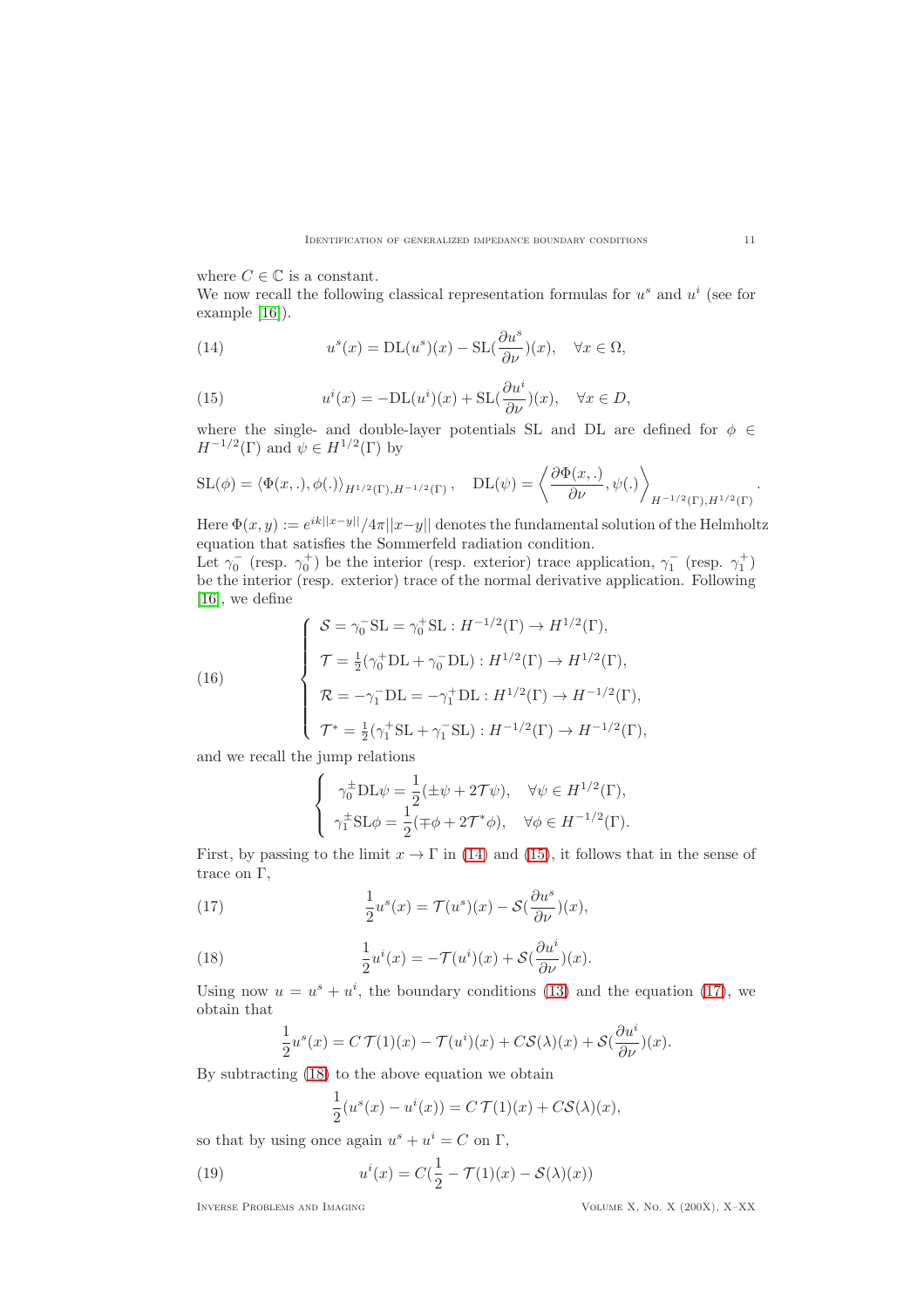where $C \in \mathbb{C}$ is a constant.
We now recall the following classical representation formulas for $u^s$ and $u^i$ (see for example [16]).

$$u^s(x) = \mathrm{DL}(u^s)(x) - \mathrm{SL}(\frac{\partial u^s}{\partial \nu})(x), \quad \forall x \in \Omega, \tag{14}$$

$$u^i(x) = -\mathrm{DL}(u^i)(x) + \mathrm{SL}(\frac{\partial u^i}{\partial \nu})(x), \quad \forall x \in D, \tag{15}$$

where the single- and double-layer potentials SL and DL are defined for $\phi \in H^{-1/2}(\Gamma)$ and $\psi \in H^{1/2}(\Gamma)$ by

$$\mathrm{SL}(\phi) = \langle \Phi(x,.), \phi(.) \rangle_{H^{1/2}(\Gamma), H^{-1/2}(\Gamma)}, \quad \mathrm{DL}(\psi) = \left\langle \frac{\partial \Phi(x,.)}{\partial \nu}, \psi(.) \right\rangle_{H^{-1/2}(\Gamma), H^{1/2}(\Gamma)}.$$

Here $\Phi(x,y) := e^{ik||x-y||}/4\pi||x-y||$ denotes the fundamental solution of the Helmholtz equation that satisfies the Sommerfeld radiation condition.
Let $\gamma_0^-$ (resp. $\gamma_0^+$) be the interior (resp. exterior) trace application, $\gamma_1^-$ (resp. $\gamma_1^+$) be the interior (resp. exterior) trace of the normal derivative application. Following [16], we define

$$\left\{ \begin{array}{l} \mathcal{S} = \gamma_0^- \mathrm{SL} = \gamma_0^+ \mathrm{SL} : H^{-1/2}(\Gamma) \to H^{1/2}(\Gamma), \\ \mathcal{T} = \frac{1}{2}(\gamma_0^+ \mathrm{DL} + \gamma_0^- \mathrm{DL}) : H^{1/2}(\Gamma) \to H^{1/2}(\Gamma), \\ \mathcal{R} = -\gamma_1^- \mathrm{DL} = -\gamma_1^+ \mathrm{DL} : H^{1/2}(\Gamma) \to H^{-1/2}(\Gamma), \\ \mathcal{T}^* = \frac{1}{2}(\gamma_1^+ \mathrm{SL} + \gamma_1^- \mathrm{SL}) : H^{-1/2}(\Gamma) \to H^{-1/2}(\Gamma), \end{array} \right. \tag{16}$$

and we recall the jump relations

$$\left\{ \begin{array}{l} \gamma_0^\pm \mathrm{DL}\psi = \dfrac{1}{2}(\pm \psi + 2\mathcal{T}\psi), \quad \forall \psi \in H^{1/2}(\Gamma), \\ \gamma_1^\pm \mathrm{SL}\phi = \dfrac{1}{2}(\mp \phi + 2\mathcal{T}^*\phi), \quad \forall \phi \in H^{-1/2}(\Gamma). \end{array} \right.$$

First, by passing to the limit $x \to \Gamma$ in (14) and (15), it follows that in the sense of trace on $\Gamma$,

$$\frac{1}{2}u^s(x) = \mathcal{T}(u^s)(x) - \mathcal{S}(\frac{\partial u^s}{\partial \nu})(x), \tag{17}$$

$$\frac{1}{2}u^i(x) = -\mathcal{T}(u^i)(x) + \mathcal{S}(\frac{\partial u^i}{\partial \nu})(x). \tag{18}$$

Using now $u = u^s + u^i$, the boundary conditions (13) and the equation (17), we obtain that

$$\frac{1}{2}u^s(x) = C\,\mathcal{T}(1)(x) - \mathcal{T}(u^i)(x) + C\mathcal{S}(\lambda)(x) + \mathcal{S}(\frac{\partial u^i}{\partial \nu})(x).$$

By subtracting (18) to the above equation we obtain

$$\frac{1}{2}(u^s(x) - u^i(x)) = C\,\mathcal{T}(1)(x) + C\mathcal{S}(\lambda)(x),$$

so that by using once again $u^s + u^i = C$ on $\Gamma$,

$$u^i(x) = C(\frac{1}{2} - \mathcal{T}(1)(x) - \mathcal{S}(\lambda)(x)) \tag{19}$$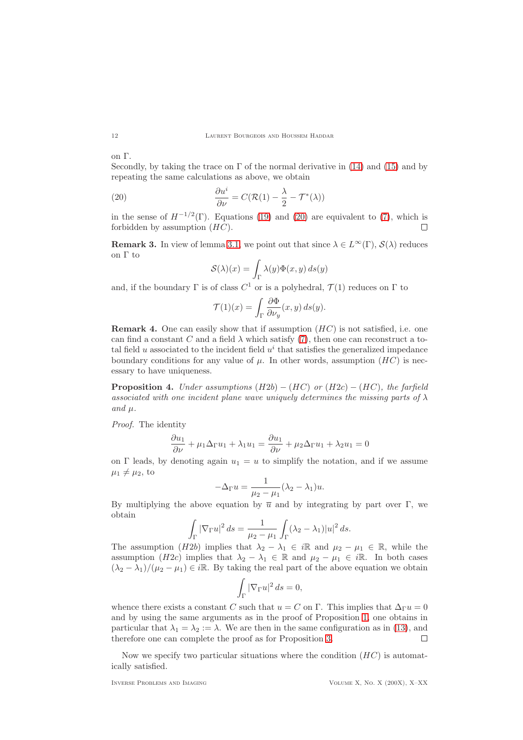on $\Gamma$.

Secondly, by taking the trace on $\Gamma$ of the normal derivative in (14) and (15) and by repeating the same calculations as above, we obtain

$$\frac{\partial u^i}{\partial \nu} = C(\mathcal{R}(1) - \frac{\lambda}{2} - \mathcal{T}^*(\lambda)) \tag{20}$$

in the sense of $H^{-1/2}(\Gamma)$. Equations (19) and (20) are equivalent to (7), which is forbidden by assumption $(HC)$. $\square$

**Remark 3.** In view of lemma 3.1, we point out that since $\lambda \in L^\infty(\Gamma)$, $\mathcal{S}(\lambda)$ reduces on $\Gamma$ to

$$\mathcal{S}(\lambda)(x) = \int_\Gamma \lambda(y)\Phi(x,y)\, ds(y)$$

and, if the boundary $\Gamma$ is of class $C^1$ or is a polyhedral, $\mathcal{T}(1)$ reduces on $\Gamma$ to

$$\mathcal{T}(1)(x) = \int_\Gamma \frac{\partial \Phi}{\partial \nu_y}(x,y)\, ds(y).$$

**Remark 4.** One can easily show that if assumption $(HC)$ is not satisfied, i.e. one can find a constant $C$ and a field $\lambda$ which satisfy (7), then one can reconstruct a total field $u$ associated to the incident field $u^i$ that satisfies the generalized impedance boundary conditions for any value of $\mu$. In other words, assumption $(HC)$ is necessary to have uniqueness.

**Proposition 4.** *Under assumptions $(H2b)-(HC)$ or $(H2c)-(HC)$, the farfield associated with one incident plane wave uniquely determines the missing parts of $\lambda$ and $\mu$.*

*Proof.* The identity

$$\frac{\partial u_1}{\partial \nu} + \mu_1 \Delta_\Gamma u_1 + \lambda_1 u_1 = \frac{\partial u_1}{\partial \nu} + \mu_2 \Delta_\Gamma u_1 + \lambda_2 u_1 = 0$$

on $\Gamma$ leads, by denoting again $u_1 = u$ to simplify the notation, and if we assume $\mu_1 \neq \mu_2$, to

$$-\Delta_\Gamma u = \frac{1}{\mu_2 - \mu_1}(\lambda_2 - \lambda_1)u.$$

By multiplying the above equation by $\overline{u}$ and by integrating by part over $\Gamma$, we obtain

$$\int_\Gamma |\nabla_\Gamma u|^2\, ds = \frac{1}{\mu_2 - \mu_1}\int_\Gamma (\lambda_2 - \lambda_1)|u|^2\, ds.$$

The assumption $(H2b)$ implies that $\lambda_2 - \lambda_1 \in i\mathbb{R}$ and $\mu_2 - \mu_1 \in \mathbb{R}$, while the assumption $(H2c)$ implies that $\lambda_2 - \lambda_1 \in \mathbb{R}$ and $\mu_2 - \mu_1 \in i\mathbb{R}$. In both cases $(\lambda_2 - \lambda_1)/(\mu_2 - \mu_1) \in i\mathbb{R}$. By taking the real part of the above equation we obtain

$$\int_\Gamma |\nabla_\Gamma u|^2\, ds = 0,$$

whence there exists a constant $C$ such that $u = C$ on $\Gamma$. This implies that $\Delta_\Gamma u = 0$ and by using the same arguments as in the proof of Proposition 1, one obtains in particular that $\lambda_1 = \lambda_2 := \lambda$. We are then in the same configuration as in (13), and therefore one can complete the proof as for Proposition 3. $\square$

Now we specify two particular situations where the condition $(HC)$ is automatically satisfied.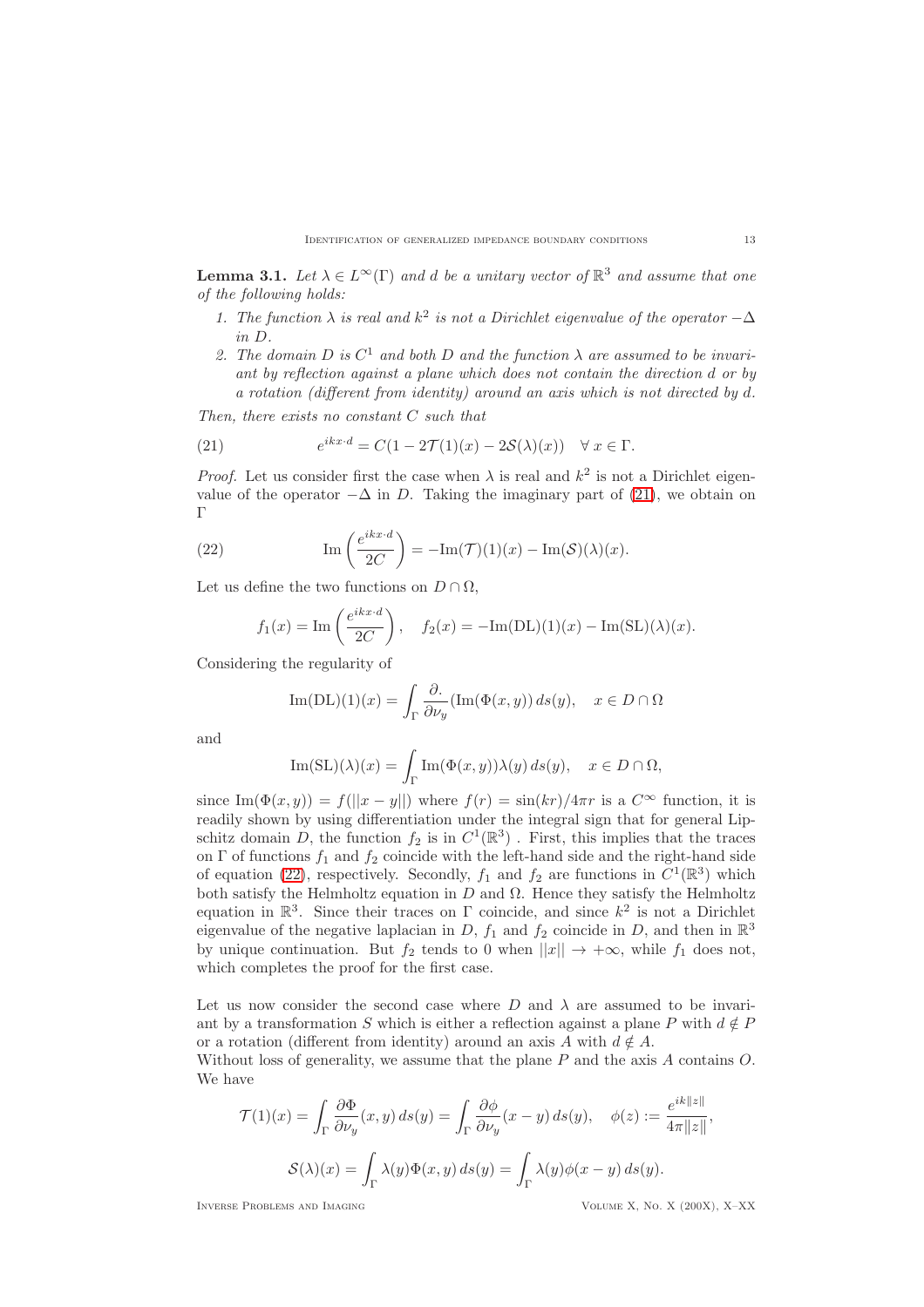**Lemma 3.1.** *Let $\lambda \in L^\infty(\Gamma)$ and $d$ be a unitary vector of $\mathbb{R}^3$ and assume that one of the following holds:*

1. *The function $\lambda$ is real and $k^2$ is not a Dirichlet eigenvalue of the operator $-\Delta$ in $D$.*
2. *The domain $D$ is $C^1$ and both $D$ and the function $\lambda$ are assumed to be invariant by reflection against a plane which does not contain the direction $d$ or by a rotation (different from identity) around an axis which is not directed by $d$.*

*Then, there exists no constant $C$ such that*

$$e^{ikx\cdot d} = C(1 - 2\mathcal{T}(1)(x) - 2\mathcal{S}(\lambda)(x)) \quad \forall\, x \in \Gamma. \tag{21}$$

*Proof.* Let us consider first the case when $\lambda$ is real and $k^2$ is not a Dirichlet eigenvalue of the operator $-\Delta$ in $D$. Taking the imaginary part of (21), we obtain on $\Gamma$

$$\mathrm{Im}\left(\frac{e^{ikx\cdot d}}{2C}\right) = -\mathrm{Im}(\mathcal{T})(1)(x) - \mathrm{Im}(\mathcal{S})(\lambda)(x). \tag{22}$$

Let us define the two functions on $D \cap \Omega$,

$$f_1(x) = \mathrm{Im}\left(\frac{e^{ikx\cdot d}}{2C}\right), \quad f_2(x) = -\mathrm{Im}(\mathrm{DL})(1)(x) - \mathrm{Im}(\mathrm{SL})(\lambda)(x).$$

Considering the regularity of

$$\mathrm{Im}(\mathrm{DL})(1)(x) = \int_\Gamma \frac{\partial .}{\partial \nu_y}(\mathrm{Im}(\Phi(x,y))\, ds(y), \quad x \in D \cap \Omega$$

and

$$\mathrm{Im}(\mathrm{SL})(\lambda)(x) = \int_\Gamma \mathrm{Im}(\Phi(x,y))\lambda(y)\, ds(y), \quad x \in D \cap \Omega,$$

since $\mathrm{Im}(\Phi(x,y)) = f(||x-y||)$ where $f(r) = \sin(kr)/4\pi r$ is a $C^\infty$ function, it is readily shown by using differentiation under the integral sign that for general Lipschitz domain $D$, the function $f_2$ is in $C^1(\mathbb{R}^3)$ . First, this implies that the traces on $\Gamma$ of functions $f_1$ and $f_2$ coincide with the left-hand side and the right-hand side of equation (22), respectively. Secondly, $f_1$ and $f_2$ are functions in $C^1(\mathbb{R}^3)$ which both satisfy the Helmholtz equation in $D$ and $\Omega$. Hence they satisfy the Helmholtz equation in $\mathbb{R}^3$. Since their traces on $\Gamma$ coincide, and since $k^2$ is not a Dirichlet eigenvalue of the negative laplacian in $D$, $f_1$ and $f_2$ coincide in $D$, and then in $\mathbb{R}^3$ by unique continuation. But $f_2$ tends to 0 when $||x|| \to +\infty$, while $f_1$ does not, which completes the proof for the first case.

Let us now consider the second case where $D$ and $\lambda$ are assumed to be invariant by a transformation $S$ which is either a reflection against a plane $P$ with $d \notin P$ or a rotation (different from identity) around an axis $A$ with $d \notin A$.
Without loss of generality, we assume that the plane $P$ and the axis $A$ contains $O$. We have

$$\mathcal{T}(1)(x) = \int_\Gamma \frac{\partial \Phi}{\partial \nu_y}(x,y)\, ds(y) = \int_\Gamma \frac{\partial \phi}{\partial \nu_y}(x-y)\, ds(y), \quad \phi(z) := \frac{e^{ik\|z\|}}{4\pi\|z\|},$$

$$\mathcal{S}(\lambda)(x) = \int_\Gamma \lambda(y)\Phi(x,y)\, ds(y) = \int_\Gamma \lambda(y)\phi(x-y)\, ds(y).$$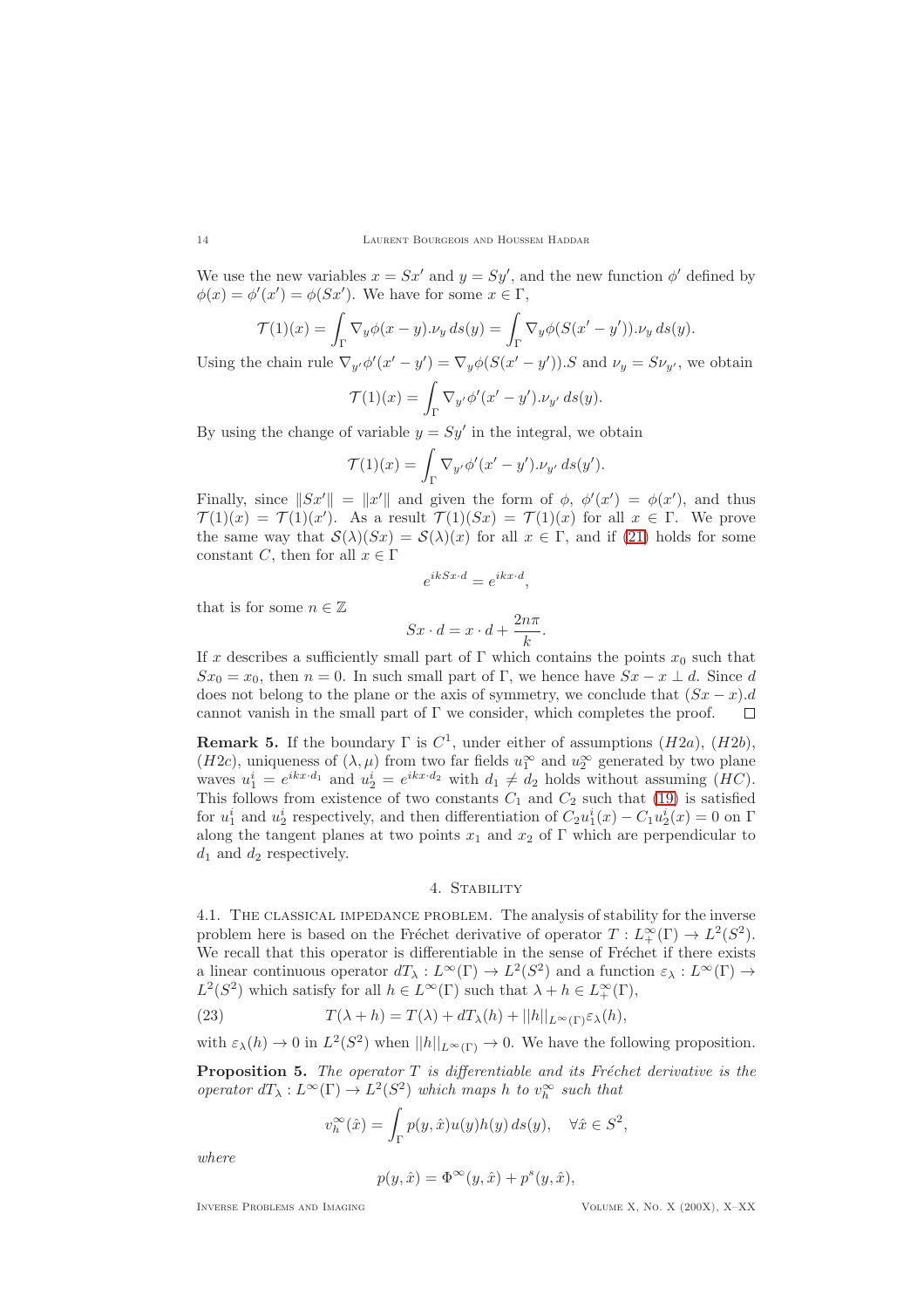We use the new variables $x = Sx'$ and $y = Sy'$, and the new function $\phi'$ defined by $\phi(x) = \phi'(x') = \phi(Sx')$. We have for some $x \in \Gamma$,

$$\mathcal{T}(1)(x) = \int_\Gamma \nabla_y \phi(x-y).\nu_y \, ds(y) = \int_\Gamma \nabla_y \phi(S(x'-y')).\nu_y \, ds(y).$$

Using the chain rule $\nabla_{y'}\phi'(x'-y') = \nabla_y \phi(S(x'-y')).S$ and $\nu_y = S\nu_{y'}$, we obtain

$$\mathcal{T}(1)(x) = \int_\Gamma \nabla_{y'}\phi'(x'-y').\nu_{y'} \, ds(y).$$

By using the change of variable $y = Sy'$ in the integral, we obtain

$$\mathcal{T}(1)(x) = \int_\Gamma \nabla_{y'}\phi'(x'-y').\nu_{y'} \, ds(y').$$

Finally, since $\|Sx'\| = \|x'\|$ and given the form of $\phi$, $\phi'(x') = \phi(x')$, and thus $\mathcal{T}(1)(x) = \mathcal{T}(1)(x')$. As a result $\mathcal{T}(1)(Sx) = \mathcal{T}(1)(x)$ for all $x \in \Gamma$. We prove the same way that $\mathcal{S}(\lambda)(Sx) = \mathcal{S}(\lambda)(x)$ for all $x \in \Gamma$, and if (21) holds for some constant $C$, then for all $x \in \Gamma$

$$e^{ikSx\cdot d} = e^{ikx\cdot d},$$

that is for some $n \in \mathbb{Z}$

$$Sx \cdot d = x \cdot d + \frac{2n\pi}{k}.$$

If $x$ describes a sufficiently small part of $\Gamma$ which contains the points $x_0$ such that $Sx_0 = x_0$, then $n = 0$. In such small part of $\Gamma$, we hence have $Sx - x \perp d$. Since $d$ does not belong to the plane or the axis of symmetry, we conclude that $(Sx - x).d$ cannot vanish in the small part of $\Gamma$ we consider, which completes the proof. $\square$

**Remark 5.** If the boundary $\Gamma$ is $C^1$, under either of assumptions $(H2a)$, $(H2b)$, $(H2c)$, uniqueness of $(\lambda, \mu)$ from two far fields $u_1^\infty$ and $u_2^\infty$ generated by two plane waves $u_1^i = e^{ikx\cdot d_1}$ and $u_2^i = e^{ikx\cdot d_2}$ with $d_1 \neq d_2$ holds without assuming $(HC)$. This follows from existence of two constants $C_1$ and $C_2$ such that (19) is satisfied for $u_1^i$ and $u_2^i$ respectively, and then differentiation of $C_2u_1^i(x) - C_1u_2^i(x) = 0$ on $\Gamma$ along the tangent planes at two points $x_1$ and $x_2$ of $\Gamma$ which are perpendicular to $d_1$ and $d_2$ respectively.

## 4. Stability

### 4.1. The classical impedance problem.

The analysis of stability for the inverse problem here is based on the Fréchet derivative of operator $T : L^\infty_+(\Gamma) \to L^2(S^2)$. We recall that this operator is differentiable in the sense of Fréchet if there exists a linear continuous operator $dT_\lambda : L^\infty(\Gamma) \to L^2(S^2)$ and a function $\varepsilon_\lambda : L^\infty(\Gamma) \to L^2(S^2)$ which satisfy for all $h \in L^\infty(\Gamma)$ such that $\lambda + h \in L^\infty_+(\Gamma)$,

$$T(\lambda + h) = T(\lambda) + dT_\lambda(h) + ||h||_{L^\infty(\Gamma)}\varepsilon_\lambda(h), \tag{23}$$

with $\varepsilon_\lambda(h) \to 0$ in $L^2(S^2)$ when $||h||_{L^\infty(\Gamma)} \to 0$. We have the following proposition.

**Proposition 5.** *The operator $T$ is differentiable and its Fréchet derivative is the operator $dT_\lambda : L^\infty(\Gamma) \to L^2(S^2)$ which maps $h$ to $v_h^\infty$ such that*

$$v_h^\infty(\hat{x}) = \int_\Gamma p(y, \hat{x})u(y)h(y)\, ds(y), \quad \forall \hat{x} \in S^2,$$

*where*

$$p(y, \hat{x}) = \Phi^\infty(y, \hat{x}) + p^s(y, \hat{x}),$$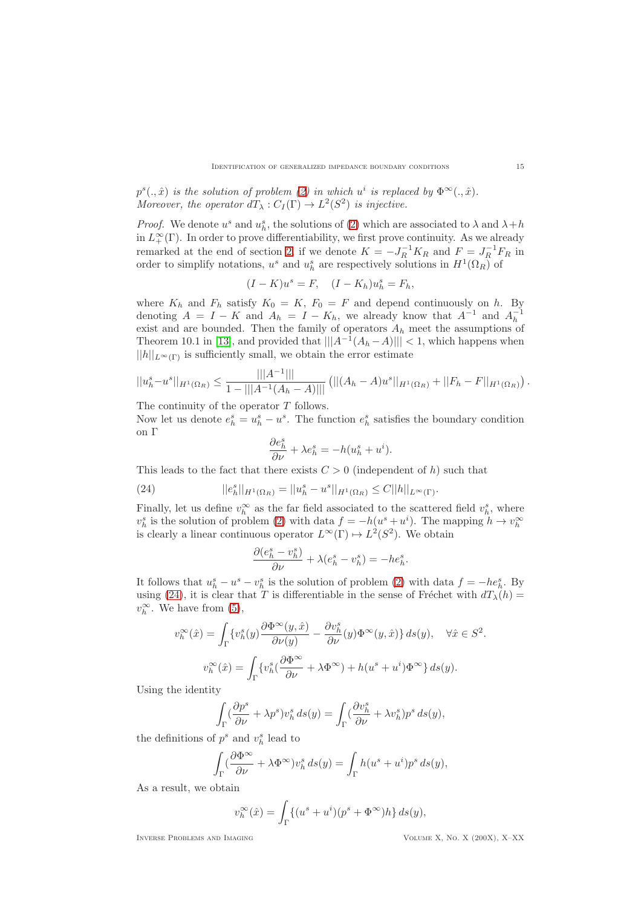$p^s(.,\hat{x})$ *is the solution of problem (2) in which $u^i$ is replaced by $\Phi^\infty(.,\hat{x})$. Moreover, the operator $dT_\lambda : C_I(\Gamma) \to L^2(S^2)$ is injective.*

*Proof.* We denote $u^s$ and $u^s_h$, the solutions of (2) which are associated to $\lambda$ and $\lambda+h$ in $L^\infty_+(\Gamma)$. In order to prove differentiability, we first prove continuity. As we already remarked at the end of section 2, if we denote $K = -J_R^{-1}K_R$ and $F = J_R^{-1}F_R$ in order to simplify notations, $u^s$ and $u^s_h$ are respectively solutions in $H^1(\Omega_R)$ of

$$(I-K)u^s = F, \quad (I-K_h)u^s_h = F_h,$$

where $K_h$ and $F_h$ satisfy $K_0 = K$, $F_0 = F$ and depend continuously on $h$. By denoting $A = I - K$ and $A_h = I - K_h$, we already know that $A^{-1}$ and $A_h^{-1}$ exist and are bounded. Then the family of operators $A_h$ meet the assumptions of Theorem 10.1 in [13], and provided that $|||A^{-1}(A_h - A)||| < 1$, which happens when $||h||_{L^\infty(\Gamma)}$ is sufficiently small, we obtain the error estimate

$$||u^s_h - u^s||_{H^1(\Omega_R)} \leq \frac{|||A^{-1}|||}{1-|||A^{-1}(A_h-A)|||}\left(||(A_h-A)u^s||_{H^1(\Omega_R)} + ||F_h - F||_{H^1(\Omega_R)}\right).$$

The continuity of the operator $T$ follows.
Now let us denote $e^s_h = u^s_h - u^s$. The function $e^s_h$ satisfies the boundary condition on $\Gamma$

$$\frac{\partial e^s_h}{\partial \nu} + \lambda e^s_h = -h(u^s_h + u^i).$$

This leads to the fact that there exists $C > 0$ (independent of $h$) such that

$$||e^s_h||_{H^1(\Omega_R)} = ||u^s_h - u^s||_{H^1(\Omega_R)} \leq C||h||_{L^\infty(\Gamma)}. \tag{24}$$

Finally, let us define $v^\infty_h$ as the far field associated to the scattered field $v^s_h$, where $v^s_h$ is the solution of problem (2) with data $f = -h(u^s+u^i)$. The mapping $h \to v^\infty_h$ is clearly a linear continuous operator $L^\infty(\Gamma) \mapsto L^2(S^2)$. We obtain

$$\frac{\partial(e^s_h - v^s_h)}{\partial \nu} + \lambda(e^s_h - v^s_h) = -he^s_h.$$

It follows that $u^s_h - u^s - v^s_h$ is the solution of problem (2) with data $f = -he^s_h$. By using (24), it is clear that $T$ is differentiable in the sense of Fréchet with $dT_\lambda(h) = v^\infty_h$. We have from (5),

$$v^\infty_h(\hat{x}) = \int_\Gamma \{v^s_h(y)\frac{\partial \Phi^\infty(y,\hat{x})}{\partial\nu(y)} - \frac{\partial v^s_h}{\partial \nu}(y)\Phi^\infty(y,\hat{x})\}\, ds(y), \quad \forall \hat{x} \in S^2.$$

$$v^\infty_h(\hat{x}) = \int_\Gamma \{v^s_h(\frac{\partial \Phi^\infty}{\partial \nu} + \lambda\Phi^\infty) + h(u^s+u^i)\Phi^\infty\}\, ds(y).$$

Using the identity

$$\int_\Gamma (\frac{\partial p^s}{\partial \nu} + \lambda p^s)v^s_h\, ds(y) = \int_\Gamma (\frac{\partial v^s_h}{\partial \nu} + \lambda v^s_h)p^s\, ds(y),$$

the definitions of $p^s$ and $v^s_h$ lead to

$$\int_\Gamma (\frac{\partial \Phi^\infty}{\partial \nu} + \lambda \Phi^\infty)v^s_h\, ds(y) = \int_\Gamma h(u^s+u^i)p^s\, ds(y),$$

As a result, we obtain

$$v^\infty_h(\hat{x}) = \int_\Gamma \{(u^s+u^i)(p^s + \Phi^\infty)h\}\, ds(y),$$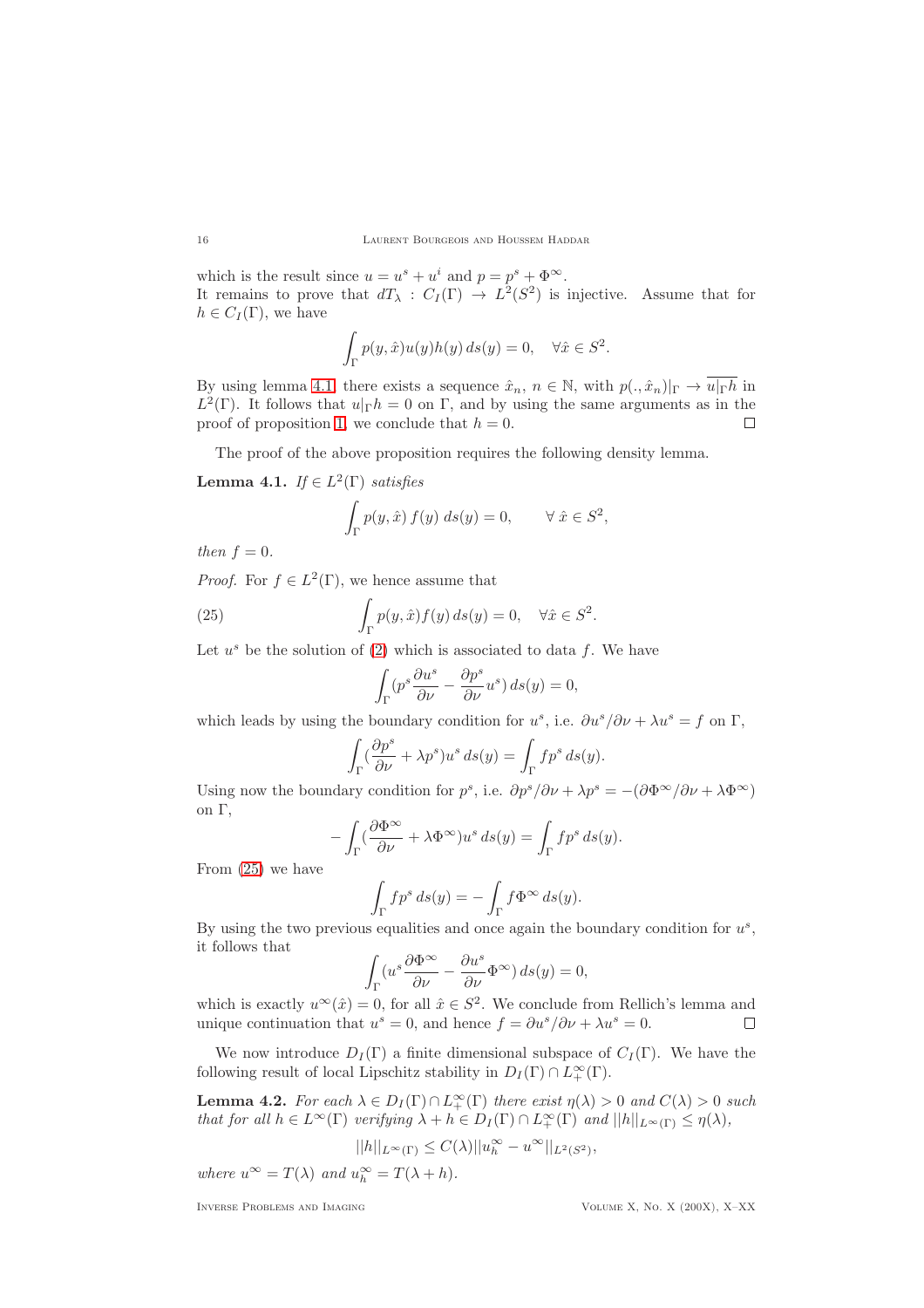which is the result since $u = u^s + u^i$ and $p = p^s + \Phi^\infty$.
It remains to prove that $dT_\lambda : C_I(\Gamma) \to L^2(S^2)$ is injective. Assume that for $h \in C_I(\Gamma)$, we have

$$\int_\Gamma p(y,\hat{x}) u(y) h(y)\, ds(y) = 0, \quad \forall \hat{x} \in S^2.$$

By using lemma 4.1, there exists a sequence $\hat{x}_n$, $n \in \mathbb{N}$, with $p(.,\hat{x}_n)|_\Gamma \to \overline{u|_\Gamma h}$ in $L^2(\Gamma)$. It follows that $u|_\Gamma h = 0$ on $\Gamma$, and by using the same arguments as in the proof of proposition 1, we conclude that $h = 0$. $\square$

The proof of the above proposition requires the following density lemma.

**Lemma 4.1.** *If $f \in L^2(\Gamma)$ satisfies*

$$\int_\Gamma p(y,\hat{x})\, f(y)\, ds(y) = 0, \qquad \forall\, \hat{x} \in S^2,$$

*then $f = 0$.*

*Proof.* For $f \in L^2(\Gamma)$, we hence assume that

$$\int_\Gamma p(y,\hat{x}) f(y)\, ds(y) = 0, \quad \forall \hat{x} \in S^2. \tag{25}$$

Let $u^s$ be the solution of (2) which is associated to data $f$. We have

$$\int_\Gamma (p^s \frac{\partial u^s}{\partial \nu} - \frac{\partial p^s}{\partial \nu} u^s)\, ds(y) = 0,$$

which leads by using the boundary condition for $u^s$, i.e. $\partial u^s/\partial \nu + \lambda u^s = f$ on $\Gamma$,

$$\int_\Gamma (\frac{\partial p^s}{\partial \nu} + \lambda p^s) u^s\, ds(y) = \int_\Gamma f p^s\, ds(y).$$

Using now the boundary condition for $p^s$, i.e. $\partial p^s/\partial \nu + \lambda p^s = -(\partial \Phi^\infty/\partial \nu + \lambda \Phi^\infty)$ on $\Gamma$,

$$-\int_\Gamma (\frac{\partial \Phi^\infty}{\partial \nu} + \lambda \Phi^\infty) u^s\, ds(y) = \int_\Gamma f p^s\, ds(y).$$

From (25) we have

$$\int_\Gamma f p^s\, ds(y) = -\int_\Gamma f \Phi^\infty\, ds(y).$$

By using the two previous equalities and once again the boundary condition for $u^s$, it follows that

$$\int_\Gamma (u^s \frac{\partial \Phi^\infty}{\partial \nu} - \frac{\partial u^s}{\partial \nu} \Phi^\infty)\, ds(y) = 0,$$

which is exactly $u^\infty(\hat{x}) = 0$, for all $\hat{x} \in S^2$. We conclude from Rellich's lemma and unique continuation that $u^s = 0$, and hence $f = \partial u^s/\partial \nu + \lambda u^s = 0$. $\square$

We now introduce $D_I(\Gamma)$ a finite dimensional subspace of $C_I(\Gamma)$. We have the following result of local Lipschitz stability in $D_I(\Gamma) \cap L^\infty_+(\Gamma)$.

**Lemma 4.2.** *For each $\lambda \in D_I(\Gamma) \cap L^\infty_+(\Gamma)$ there exist $\eta(\lambda) > 0$ and $C(\lambda) > 0$ such that for all $h \in L^\infty(\Gamma)$ verifying $\lambda + h \in D_I(\Gamma) \cap L^\infty_+(\Gamma)$ and $||h||_{L^\infty(\Gamma)} \leq \eta(\lambda)$,*

$$||h||_{L^\infty(\Gamma)} \leq C(\lambda) ||u^\infty_h - u^\infty||_{L^2(S^2)},$$

*where $u^\infty = T(\lambda)$ and $u^\infty_h = T(\lambda + h)$.*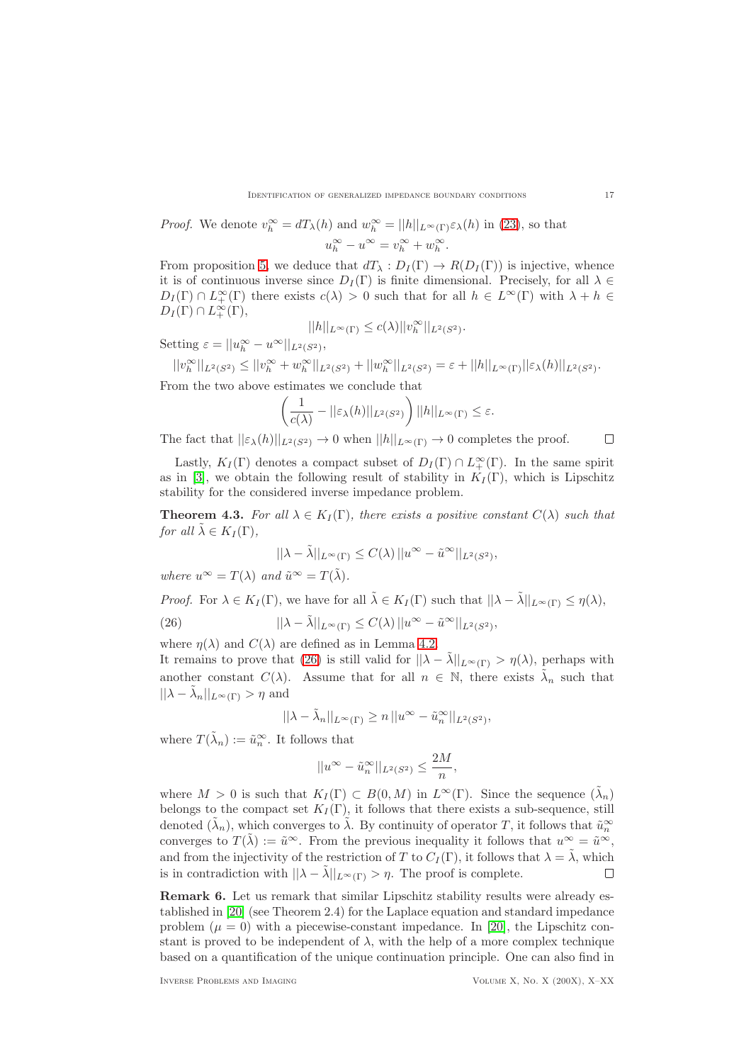*Proof.* We denote $v_h^\infty = dT_\lambda(h)$ and $w_h^\infty = ||h||_{L^\infty(\Gamma)}\varepsilon_\lambda(h)$ in (23), so that

$$u_h^\infty - u^\infty = v_h^\infty + w_h^\infty.$$

From proposition 5, we deduce that $dT_\lambda : D_I(\Gamma) \to R(D_I(\Gamma))$ is injective, whence it is of continuous inverse since $D_I(\Gamma)$ is finite dimensional. Precisely, for all $\lambda \in D_I(\Gamma) \cap L^\infty_+(\Gamma)$ there exists $c(\lambda) > 0$ such that for all $h \in L^\infty(\Gamma)$ with $\lambda + h \in D_I(\Gamma) \cap L^\infty_+(\Gamma)$,

$$||h||_{L^\infty(\Gamma)} \leq c(\lambda)||v_h^\infty||_{L^2(S^2)}.$$

Setting $\varepsilon = ||u_h^\infty - u^\infty||_{L^2(S^2)}$,

$$||v_h^\infty||_{L^2(S^2)} \leq ||v_h^\infty + w_h^\infty||_{L^2(S^2)} + ||w_h^\infty||_{L^2(S^2)} = \varepsilon + ||h||_{L^\infty(\Gamma)}||\varepsilon_\lambda(h)||_{L^2(S^2)}.$$

From the two above estimates we conclude that

$$\left(\frac{1}{c(\lambda)} - ||\varepsilon_\lambda(h)||_{L^2(S^2)}\right)||h||_{L^\infty(\Gamma)} \leq \varepsilon.$$

The fact that $||\varepsilon_\lambda(h)||_{L^2(S^2)} \to 0$ when $||h||_{L^\infty(\Gamma)} \to 0$ completes the proof. ∎

Lastly, $K_I(\Gamma)$ denotes a compact subset of $D_I(\Gamma) \cap L^\infty_+(\Gamma)$. In the same spirit as in [3], we obtain the following result of stability in $K_I(\Gamma)$, which is Lipschitz stability for the considered inverse impedance problem.

**Theorem 4.3.** *For all $\lambda \in K_I(\Gamma)$, there exists a positive constant $C(\lambda)$ such that for all $\tilde{\lambda} \in K_I(\Gamma)$,*

$$||\lambda - \tilde{\lambda}||_{L^\infty(\Gamma)} \leq C(\lambda)\,||u^\infty - \tilde{u}^\infty||_{L^2(S^2)},$$

*where $u^\infty = T(\lambda)$ and $\tilde{u}^\infty = T(\tilde{\lambda})$.*

*Proof.* For $\lambda \in K_I(\Gamma)$, we have for all $\tilde{\lambda} \in K_I(\Gamma)$ such that $||\lambda - \tilde{\lambda}||_{L^\infty(\Gamma)} \leq \eta(\lambda)$,

$$||\lambda - \tilde{\lambda}||_{L^\infty(\Gamma)} \leq C(\lambda)\,||u^\infty - \tilde{u}^\infty||_{L^2(S^2)}, \tag{26}$$

where $\eta(\lambda)$ and $C(\lambda)$ are defined as in Lemma 4.2.
It remains to prove that (26) is still valid for $||\lambda - \tilde{\lambda}||_{L^\infty(\Gamma)} > \eta(\lambda)$, perhaps with another constant $C(\lambda)$. Assume that for all $n \in \mathbb{N}$, there exists $\tilde{\lambda}_n$ such that $||\lambda - \tilde{\lambda}_n||_{L^\infty(\Gamma)} > \eta$ and

$$||\lambda - \tilde{\lambda}_n||_{L^\infty(\Gamma)} \geq n\,||u^\infty - \tilde{u}_n^\infty||_{L^2(S^2)},$$

where $T(\tilde{\lambda}_n) := \tilde{u}_n^\infty$. It follows that

$$||u^\infty - \tilde{u}_n^\infty||_{L^2(S^2)} \leq \frac{2M}{n},$$

where $M > 0$ is such that $K_I(\Gamma) \subset B(0, M)$ in $L^\infty(\Gamma)$. Since the sequence $(\tilde{\lambda}_n)$ belongs to the compact set $K_I(\Gamma)$, it follows that there exists a sub-sequence, still denoted $(\tilde{\lambda}_n)$, which converges to $\tilde{\lambda}$. By continuity of operator $T$, it follows that $\tilde{u}_n^\infty$ converges to $T(\tilde{\lambda}) := \tilde{u}^\infty$. From the previous inequality it follows that $u^\infty = \tilde{u}^\infty$, and from the injectivity of the restriction of $T$ to $C_I(\Gamma)$, it follows that $\lambda = \tilde{\lambda}$, which is in contradiction with $||\lambda - \tilde{\lambda}||_{L^\infty(\Gamma)} > \eta$. The proof is complete. ∎

**Remark 6.** Let us remark that similar Lipschitz stability results were already established in [20] (see Theorem 2.4) for the Laplace equation and standard impedance problem ($\mu = 0$) with a piecewise-constant impedance. In [20], the Lipschitz constant is proved to be independent of $\lambda$, with the help of a more complex technique based on a quantification of the unique continuation principle. One can also find in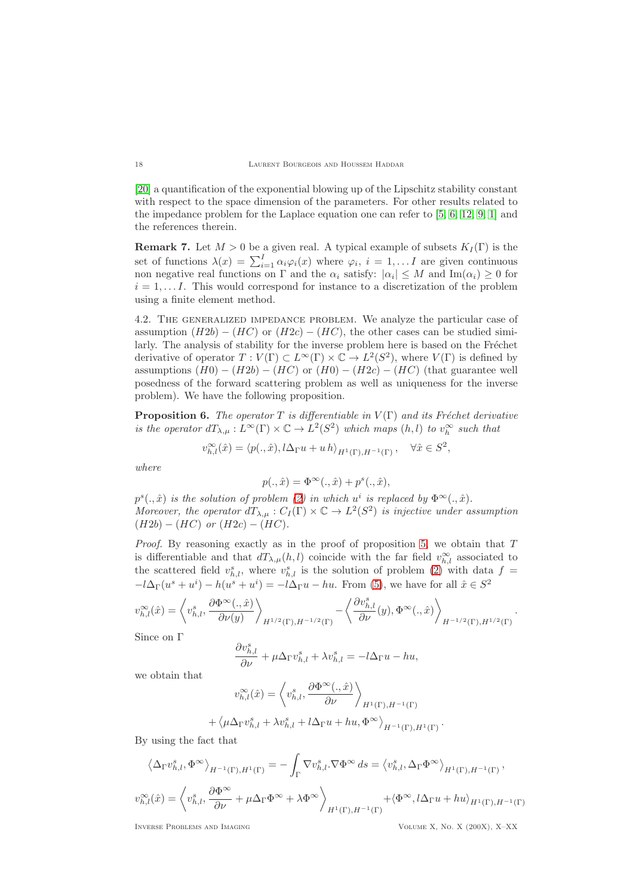[20] a quantification of the exponential blowing up of the Lipschitz stability constant with respect to the space dimension of the parameters. For other results related to the impedance problem for the Laplace equation one can refer to [5, 6, 12, 9, 1] and the references therein.

**Remark 7.** Let $M > 0$ be a given real. A typical example of subsets $K_I(\Gamma)$ is the set of functions $\lambda(x) = \sum_{i=1}^{I} \alpha_i \varphi_i(x)$ where $\varphi_i$, $i = 1, \dots I$ are given continuous non negative real functions on $\Gamma$ and the $\alpha_i$ satisfy: $|\alpha_i| \leq M$ and $\mathrm{Im}(\alpha_i) \geq 0$ for $i = 1, \dots I$. This would correspond for instance to a discretization of the problem using a finite element method.

4.2. The generalized impedance problem. We analyze the particular case of assumption $(H2b) - (HC)$ or $(H2c) - (HC)$, the other cases can be studied similarly. The analysis of stability for the inverse problem here is based on the Fréchet derivative of operator $T : V(\Gamma) \subset L^\infty(\Gamma) \times \mathbb{C} \to L^2(S^2)$, where $V(\Gamma)$ is defined by assumptions $(H0) - (H2b) - (HC)$ or $(H0) - (H2c) - (HC)$ (that guarantee well posedness of the forward scattering problem as well as uniqueness for the inverse problem). We have the following proposition.

**Proposition 6.** *The operator $T$ is differentiable in $V(\Gamma)$ and its Fréchet derivative is the operator $dT_{\lambda,\mu} : L^\infty(\Gamma) \times \mathbb{C} \to L^2(S^2)$ which maps $(h, l)$ to $v_h^\infty$ such that*

$$v_{h,l}^\infty(\hat{x}) = \langle p(.,\hat{x}), l\Delta_\Gamma u + u\,h\rangle_{H^1(\Gamma),H^{-1}(\Gamma)}, \quad \forall \hat{x} \in S^2,$$

*where*

$$p(.,\hat{x}) = \Phi^\infty(.,\hat{x}) + p^s(.,\hat{x}),$$

*$p^s(.,\hat{x})$ is the solution of problem (2) in which $u^i$ is replaced by $\Phi^\infty(.,\hat{x})$.*
*Moreover, the operator $dT_{\lambda,\mu} : C_I(\Gamma) \times \mathbb{C} \to L^2(S^2)$ is injective under assumption $(H2b) - (HC)$ or $(H2c) - (HC)$.*

*Proof.* By reasoning exactly as in the proof of proposition 5, we obtain that $T$ is differentiable and that $dT_{\lambda,\mu}(h,l)$ coincide with the far field $v_{h,l}^\infty$ associated to the scattered field $v_{h,l}^s$, where $v_{h,l}^s$ is the solution of problem (2) with data $f = -l\Delta_\Gamma(u^s + u^i) - h(u^s + u^i) = -l\Delta_\Gamma u - hu$. From (5), we have for all $\hat{x} \in S^2$

$$v_{h,l}^\infty(\hat{x}) = \left\langle v_{h,l}^s, \frac{\partial \Phi^\infty(.,\hat{x})}{\partial \nu(y)} \right\rangle_{H^{1/2}(\Gamma),H^{-1/2}(\Gamma)} - \left\langle \frac{\partial v_{h,l}^s}{\partial \nu}(y), \Phi^\infty(.,\hat{x}) \right\rangle_{H^{-1/2}(\Gamma),H^{1/2}(\Gamma)}.$$

Since on $\Gamma$

$$\frac{\partial v_{h,l}^s}{\partial \nu} + \mu\Delta_\Gamma v_{h,l}^s + \lambda v_{h,l}^s = -l\Delta_\Gamma u - hu,$$

we obtain that

$$v_{h,l}^\infty(\hat{x}) = \left\langle v_{h,l}^s, \frac{\partial \Phi^\infty(.,\hat{x})}{\partial \nu} \right\rangle_{H^1(\Gamma),H^{-1}(\Gamma)}$$

$$+ \left\langle \mu\Delta_\Gamma v_{h,l}^s + \lambda v_{h,l}^s + l\Delta_\Gamma u + hu, \Phi^\infty \right\rangle_{H^{-1}(\Gamma),H^1(\Gamma)}.$$

By using the fact that

$$\left\langle \Delta_\Gamma v_{h,l}^s, \Phi^\infty \right\rangle_{H^{-1}(\Gamma),H^1(\Gamma)} = -\int_\Gamma \nabla v_{h,l}^s . \nabla \Phi^\infty \, ds = \left\langle v_{h,l}^s, \Delta_\Gamma \Phi^\infty \right\rangle_{H^1(\Gamma),H^{-1}(\Gamma)},$$

$$v_{h,l}^\infty(\hat{x}) = \left\langle v_{h,l}^s, \frac{\partial \Phi^\infty}{\partial \nu} + \mu\Delta_\Gamma \Phi^\infty + \lambda \Phi^\infty \right\rangle_{H^1(\Gamma),H^{-1}(\Gamma)} + \langle \Phi^\infty, l\Delta_\Gamma u + hu \rangle_{H^1(\Gamma),H^{-1}(\Gamma)}$$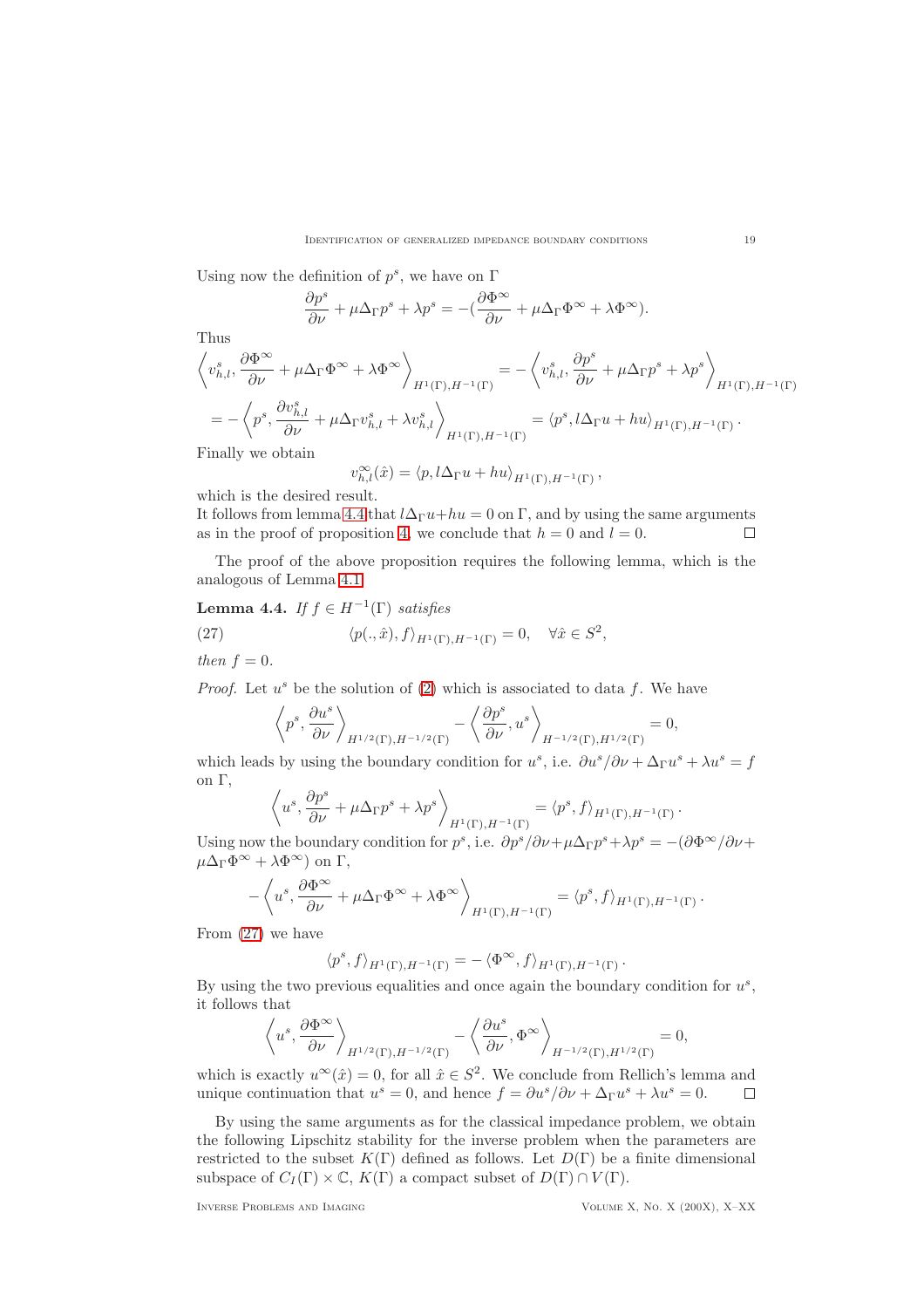Using now the definition of $p^s$, we have on $\Gamma$

$$\frac{\partial p^s}{\partial \nu} + \mu\Delta_\Gamma p^s + \lambda p^s = -(\frac{\partial \Phi^\infty}{\partial \nu} + \mu\Delta_\Gamma \Phi^\infty + \lambda\Phi^\infty).$$

Thus

$$\left\langle v^s_{h,l}, \frac{\partial \Phi^\infty}{\partial \nu} + \mu\Delta_\Gamma \Phi^\infty + \lambda\Phi^\infty \right\rangle_{H^1(\Gamma),H^{-1}(\Gamma)} = -\left\langle v^s_{h,l}, \frac{\partial p^s}{\partial \nu} + \mu\Delta_\Gamma p^s + \lambda p^s \right\rangle_{H^1(\Gamma),H^{-1}(\Gamma)}$$

$$= -\left\langle p^s, \frac{\partial v^s_{h,l}}{\partial \nu} + \mu\Delta_\Gamma v^s_{h,l} + \lambda v^s_{h,l} \right\rangle_{H^1(\Gamma),H^{-1}(\Gamma)} = \langle p^s, l\Delta_\Gamma u + hu\rangle_{H^1(\Gamma),H^{-1}(\Gamma)}.$$

Finally we obtain

$$v^\infty_{h,l}(\hat{x}) = \langle p, l\Delta_\Gamma u + hu\rangle_{H^1(\Gamma),H^{-1}(\Gamma)},$$

which is the desired result.
It follows from lemma 4.4 that $l\Delta_\Gamma u + hu = 0$ on $\Gamma$, and by using the same arguments as in the proof of proposition 4, we conclude that $h = 0$ and $l = 0$. $\square$

The proof of the above proposition requires the following lemma, which is the analogous of Lemma 4.1.

**Lemma 4.4.** *If $f \in H^{-1}(\Gamma)$ satisfies*

$$\langle p(.,\hat{x}), f\rangle_{H^1(\Gamma),H^{-1}(\Gamma)} = 0, \quad \forall \hat{x} \in S^2, \tag{27}$$

*then $f = 0$.*

*Proof.* Let $u^s$ be the solution of (2) which is associated to data $f$. We have

$$\left\langle p^s, \frac{\partial u^s}{\partial \nu} \right\rangle_{H^{1/2}(\Gamma),H^{-1/2}(\Gamma)} - \left\langle \frac{\partial p^s}{\partial \nu}, u^s \right\rangle_{H^{-1/2}(\Gamma),H^{1/2}(\Gamma)} = 0,$$

which leads by using the boundary condition for $u^s$, i.e. $\partial u^s/\partial\nu + \Delta_\Gamma u^s + \lambda u^s = f$ on $\Gamma$,

$$\left\langle u^s, \frac{\partial p^s}{\partial \nu} + \mu\Delta_\Gamma p^s + \lambda p^s \right\rangle_{H^1(\Gamma),H^{-1}(\Gamma)} = \langle p^s, f\rangle_{H^1(\Gamma),H^{-1}(\Gamma)}.$$

Using now the boundary condition for $p^s$, i.e. $\partial p^s/\partial\nu + \mu\Delta_\Gamma p^s + \lambda p^s = -(\partial\Phi^\infty/\partial\nu + \mu\Delta_\Gamma\Phi^\infty + \lambda\Phi^\infty)$ on $\Gamma$,

$$-\left\langle u^s, \frac{\partial \Phi^\infty}{\partial \nu} + \mu\Delta_\Gamma \Phi^\infty + \lambda\Phi^\infty \right\rangle_{H^1(\Gamma),H^{-1}(\Gamma)} = \langle p^s, f\rangle_{H^1(\Gamma),H^{-1}(\Gamma)}.$$

From (27) we have

$$\langle p^s, f\rangle_{H^1(\Gamma),H^{-1}(\Gamma)} = -\langle \Phi^\infty, f\rangle_{H^1(\Gamma),H^{-1}(\Gamma)}.$$

By using the two previous equalities and once again the boundary condition for $u^s$, it follows that

$$\left\langle u^s, \frac{\partial \Phi^\infty}{\partial \nu} \right\rangle_{H^{1/2}(\Gamma),H^{-1/2}(\Gamma)} - \left\langle \frac{\partial u^s}{\partial \nu}, \Phi^\infty \right\rangle_{H^{-1/2}(\Gamma),H^{1/2}(\Gamma)} = 0,$$

which is exactly $u^\infty(\hat{x}) = 0$, for all $\hat{x} \in S^2$. We conclude from Rellich's lemma and unique continuation that $u^s = 0$, and hence $f = \partial u^s/\partial\nu + \Delta_\Gamma u^s + \lambda u^s = 0$. $\square$

By using the same arguments as for the classical impedance problem, we obtain the following Lipschitz stability for the inverse problem when the parameters are restricted to the subset $K(\Gamma)$ defined as follows. Let $D(\Gamma)$ be a finite dimensional subspace of $C_I(\Gamma) \times \mathbb{C}$, $K(\Gamma)$ a compact subset of $D(\Gamma) \cap V(\Gamma)$.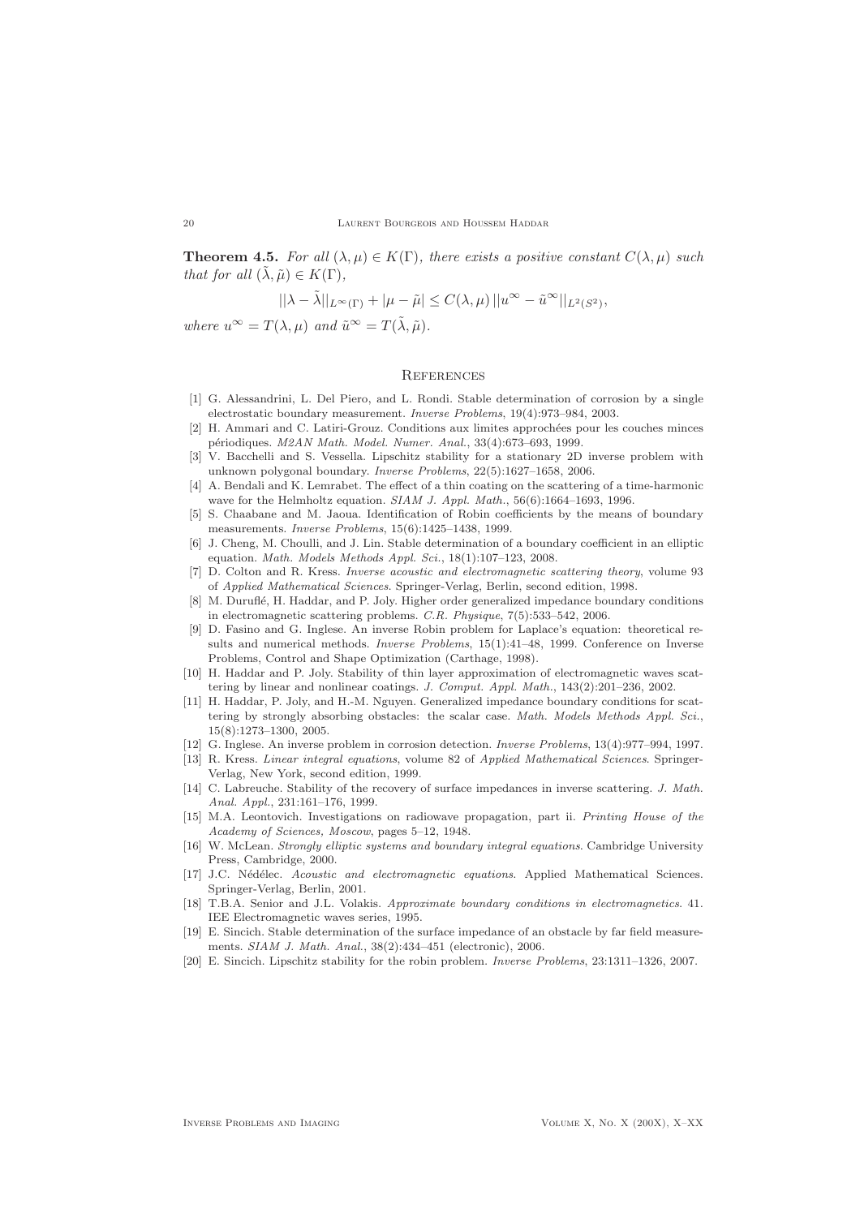**Theorem 4.5.** *For all $(\lambda, \mu) \in K(\Gamma)$, there exists a positive constant $C(\lambda, \mu)$ such that for all $(\tilde{\lambda}, \tilde{\mu}) \in K(\Gamma)$,*

$$||\lambda - \tilde{\lambda}||_{L^\infty(\Gamma)} + |\mu - \tilde{\mu}| \leq C(\lambda, \mu)\, ||u^\infty - \tilde{u}^\infty||_{L^2(S^2)},$$

*where $u^\infty = T(\lambda, \mu)$ and $\tilde{u}^\infty = T(\tilde{\lambda}, \tilde{\mu})$.*

## References

[1] G. Alessandrini, L. Del Piero, and L. Rondi. Stable determination of corrosion by a single electrostatic boundary measurement. *Inverse Problems*, 19(4):973–984, 2003.

[2] H. Ammari and C. Latiri-Grouz. Conditions aux limites approchées pour les couches minces périodiques. *M2AN Math. Model. Numer. Anal.*, 33(4):673–693, 1999.

[3] V. Bacchelli and S. Vessella. Lipschitz stability for a stationary 2D inverse problem with unknown polygonal boundary. *Inverse Problems*, 22(5):1627–1658, 2006.

[4] A. Bendali and K. Lemrabet. The effect of a thin coating on the scattering of a time-harmonic wave for the Helmholtz equation. *SIAM J. Appl. Math.*, 56(6):1664–1693, 1996.

[5] S. Chaabane and M. Jaoua. Identification of Robin coefficients by the means of boundary measurements. *Inverse Problems*, 15(6):1425–1438, 1999.

[6] J. Cheng, M. Choulli, and J. Lin. Stable determination of a boundary coefficient in an elliptic equation. *Math. Models Methods Appl. Sci.*, 18(1):107–123, 2008.

[7] D. Colton and R. Kress. *Inverse acoustic and electromagnetic scattering theory*, volume 93 of *Applied Mathematical Sciences*. Springer-Verlag, Berlin, second edition, 1998.

[8] M. Duruflé, H. Haddar, and P. Joly. Higher order generalized impedance boundary conditions in electromagnetic scattering problems. *C.R. Physique*, 7(5):533–542, 2006.

[9] D. Fasino and G. Inglese. An inverse Robin problem for Laplace's equation: theoretical results and numerical methods. *Inverse Problems*, 15(1):41–48, 1999. Conference on Inverse Problems, Control and Shape Optimization (Carthage, 1998).

[10] H. Haddar and P. Joly. Stability of thin layer approximation of electromagnetic waves scattering by linear and nonlinear coatings. *J. Comput. Appl. Math.*, 143(2):201–236, 2002.

[11] H. Haddar, P. Joly, and H.-M. Nguyen. Generalized impedance boundary conditions for scattering by strongly absorbing obstacles: the scalar case. *Math. Models Methods Appl. Sci.*, 15(8):1273–1300, 2005.

[12] G. Inglese. An inverse problem in corrosion detection. *Inverse Problems*, 13(4):977–994, 1997.

[13] R. Kress. *Linear integral equations*, volume 82 of *Applied Mathematical Sciences*. Springer-Verlag, New York, second edition, 1999.

[14] C. Labreuche. Stability of the recovery of surface impedances in inverse scattering. *J. Math. Anal. Appl.*, 231:161–176, 1999.

[15] M.A. Leontovich. Investigations on radiowave propagation, part ii. *Printing House of the Academy of Sciences, Moscow*, pages 5–12, 1948.

[16] W. McLean. *Strongly elliptic systems and boundary integral equations*. Cambridge University Press, Cambridge, 2000.

[17] J.C. Nédélec. *Acoustic and electromagnetic equations*. Applied Mathematical Sciences. Springer-Verlag, Berlin, 2001.

[18] T.B.A. Senior and J.L. Volakis. *Approximate boundary conditions in electromagnetics*. 41. IEE Electromagnetic waves series, 1995.

[19] E. Sincich. Stable determination of the surface impedance of an obstacle by far field measurements. *SIAM J. Math. Anal.*, 38(2):434–451 (electronic), 2006.

[20] E. Sincich. Lipschitz stability for the robin problem. *Inverse Problems*, 23:1311–1326, 2007.